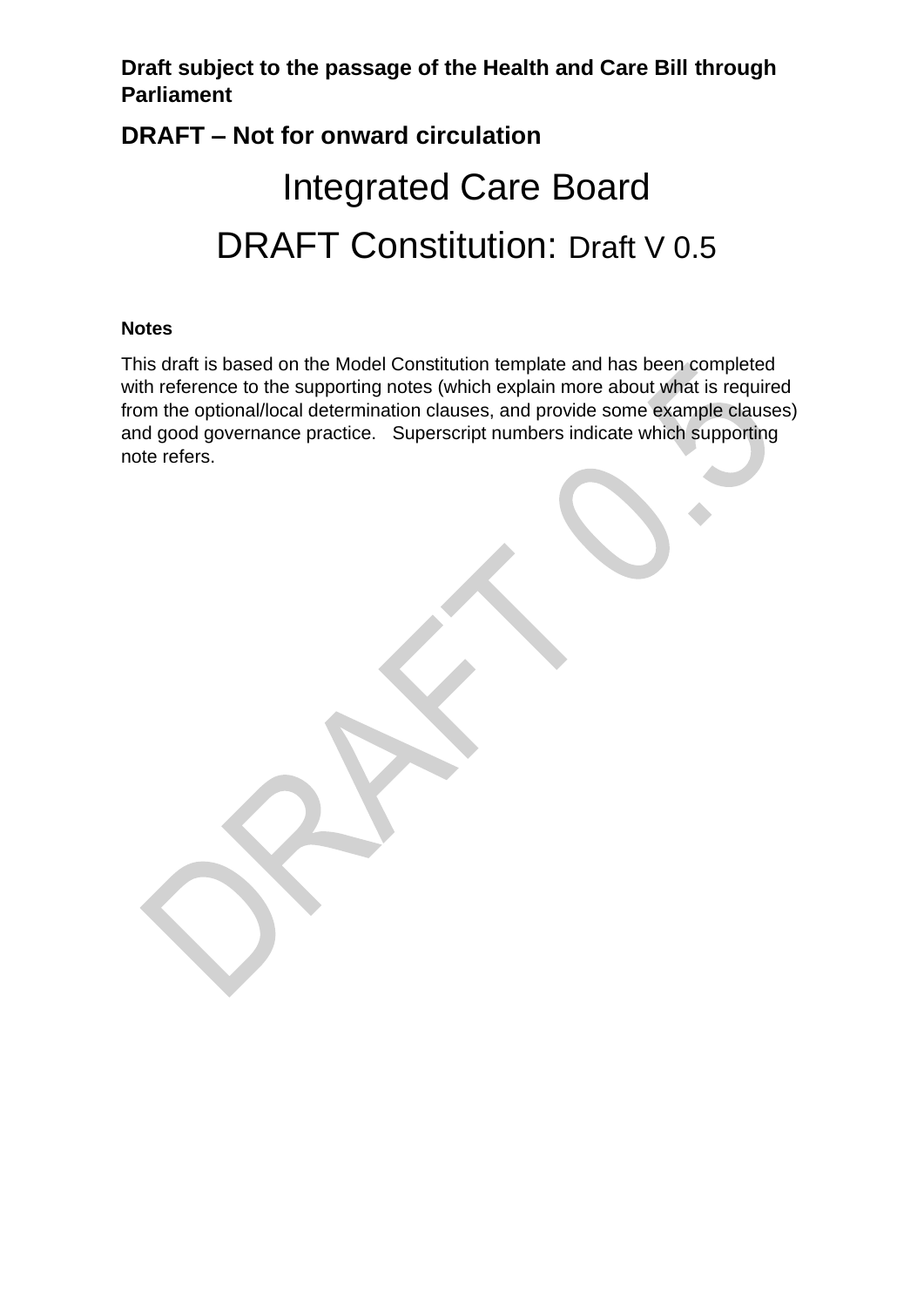**Draft subject to the passage of the Health and Care Bill through Parliament**

**DRAFT – Not for onward circulation**

# Integrated Care Board

# DRAFT Constitution: Draft V 0.5

**Notes**

This draft is based on the Model Constitution template and has been completed with reference to the supporting notes (which explain more about what is required from the optional/local determination clauses, and provide some example clauses) and good governance practice. Superscript numbers indicate which supporting note refers.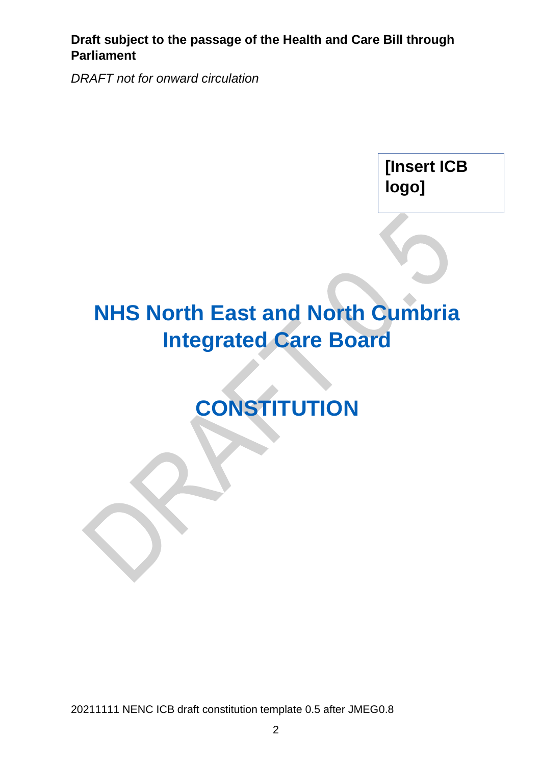**Draft subject to the passage of the Health and Care Bill through Parliament**

*DRAFT not for onward circulation*

**[Insert ICB logo]**

# NHS North East and North Cumbria Integrated Care Board

# CONSTITUTION

20211111 NENC ICB draft constitution template 0.5 after JMEG0.8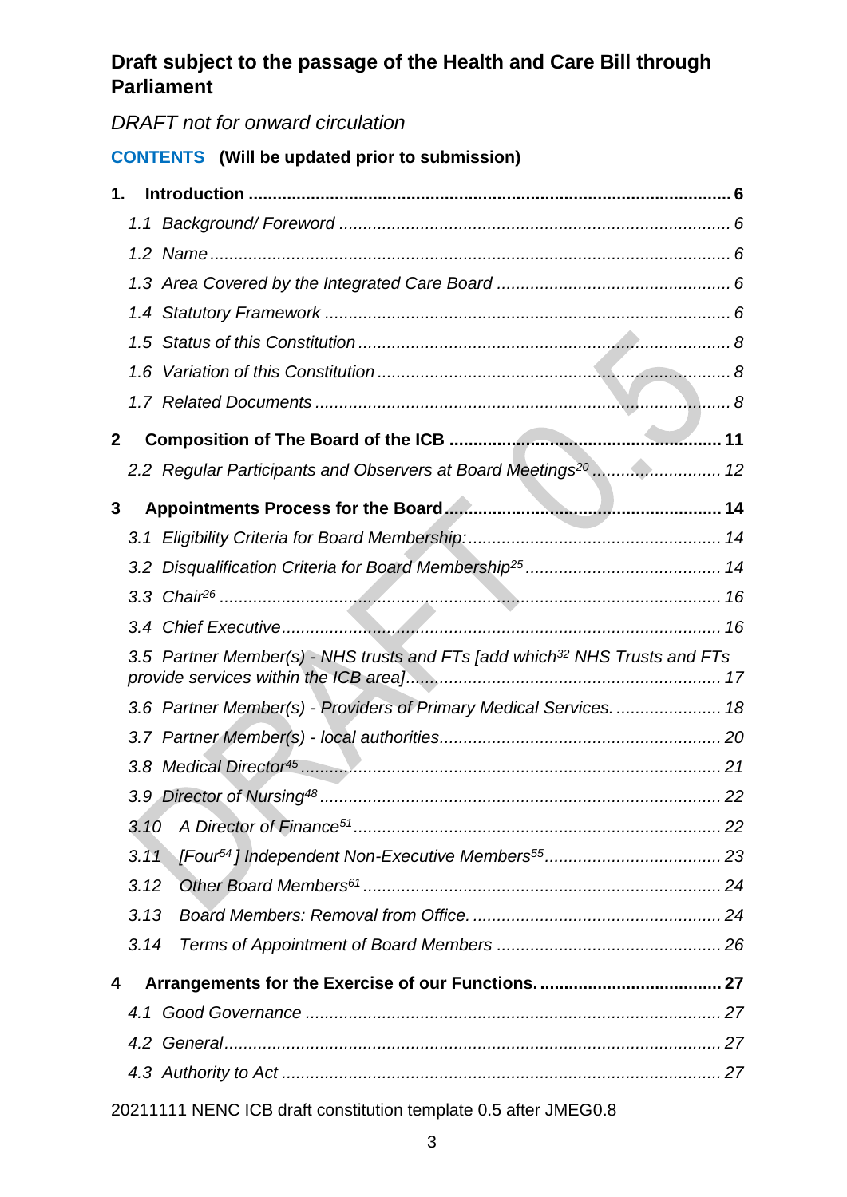**Draft subject to the passage of the Health and Care Bill through Parliament**

*DRAFT not for onward circulation*

**CONTENTS (Will be updated prior to submission)**

**1. Introduction .................................................................................................... 6**

*1.1 Background/ Foreword ................................................................................. 6*

*1.2 Name ........................................................................................................... 6*

*1.3 Area Covered by the Integrated Care Board ................................................ 6*

*1.4 Statutory Framework .................................................................................... 6*

*1.5 Status of this Constitution ............................................................................. 8*

*1.6 Variation of this Constitution ......................................................................... 8*

*1.7 Related Documents ...................................................................................... 8*

**2 Composition of The Board of the ICB ......................................................... 11**

*2.2 Regular Participants and Observers at Board Meetings[20] .......................... 12*

**3 Appointments Process for the Board ......................................................... 14**

*3.1 Eligibility Criteria for Board Membership: .................................................... 14*

*3.2 Disqualification Criteria for Board Membership[25] ......................................... 14*

*3.3 Chair[26] ........................................................................................................ 16*

*3.4 Chief Executive ............................................................................................ 16*

*3.5 Partner Member(s) - NHS trusts and FTs [add which[32] NHS Trusts and FTs provide services within the ICB area] ................................................................. 17*

*3.6 Partner Member(s) - Providers of Primary Medical Services. ...................... 18*

*3.7 Partner Member(s) - local authorities ........................................................... 20*

*3.8 Medical Director[45] ....................................................................................... 21*

*3.9 Director of Nursing[48] .................................................................................... 22*

*3.10 A Director of Finance[51] ............................................................................... 22*

*3.11 [Four[54] ] Independent Non-Executive Members[55] ..................................... 23*

*3.12 Other Board Members[61] ............................................................................ 24*

*3.13 Board Members: Removal from Office. ..................................................... 24*

*3.14 Terms of Appointment of Board Members ................................................ 26*

**4 Arrangements for the Exercise of our Functions. ...................................... 27**

*4.1 Good Governance ....................................................................................... 27*

*4.2 General ........................................................................................................ 27*

*4.3 Authority to Act ............................................................................................ 27*

20211111 NENC ICB draft constitution template 0.5 after JMEG0.8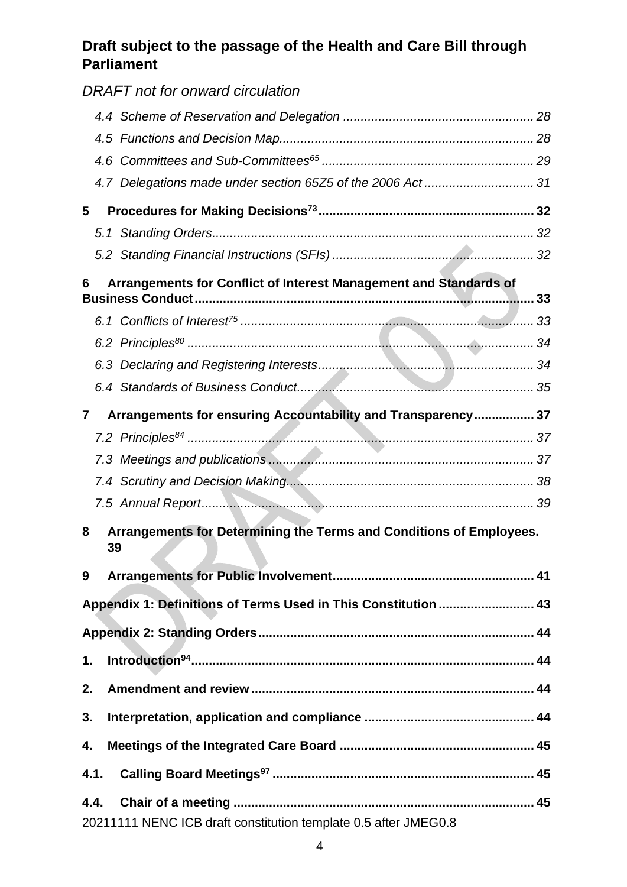**Draft subject to the passage of the Health and Care Bill through Parliament**

*DRAFT not for onward circulation*

*4.4 Scheme of Reservation and Delegation ..................................................... 28*

*4.5 Functions and Decision Map....................................................................... 28*

*4.6 Committees and Sub-Committees[65] ........................................................... 29*

*4.7 Delegations made under section 65Z5 of the 2006 Act .............................. 31*

**5 Procedures for Making Decisions[73] ............................................................ 32**

*5.1 Standing Orders......................................................................................... 32*

*5.2 Standing Financial Instructions (SFIs) ........................................................ 32*

**6 Arrangements for Conflict of Interest Management and Standards of Business Conduct.............................................................................................. 33**

*6.1 Conflicts of Interest[75] .................................................................................. 33*

*6.2 Principles[80] ................................................................................................. 34*

*6.3 Declaring and Registering Interests............................................................ 34*

*6.4 Standards of Business Conduct.................................................................. 35*

**7 Arrangements for ensuring Accountability and Transparency................. 37**

*7.2 Principles[84] ................................................................................................. 37*

*7.3 Meetings and publications .......................................................................... 37*

*7.4 Scrutiny and Decision Making..................................................................... 38*

*7.5 Annual Report............................................................................................. 39*

**8 Arrangements for Determining the Terms and Conditions of Employees. 39**

**9 Arrangements for Public Involvement......................................................... 41**

**Appendix 1: Definitions of Terms Used in This Constitution ........................... 43**

**Appendix 2: Standing Orders............................................................................. 44**

**1. Introduction[94]................................................................................................ 44**

**2. Amendment and review ............................................................................... 44**

**3. Interpretation, application and compliance ................................................ 44**

**4. Meetings of the Integrated Care Board ...................................................... 45**

**4.1. Calling Board Meetings[97] ......................................................................... 45**

**4.4. Chair of a meeting ................................................................................... 45**

20211111 NENC ICB draft constitution template 0.5 after JMEG0.8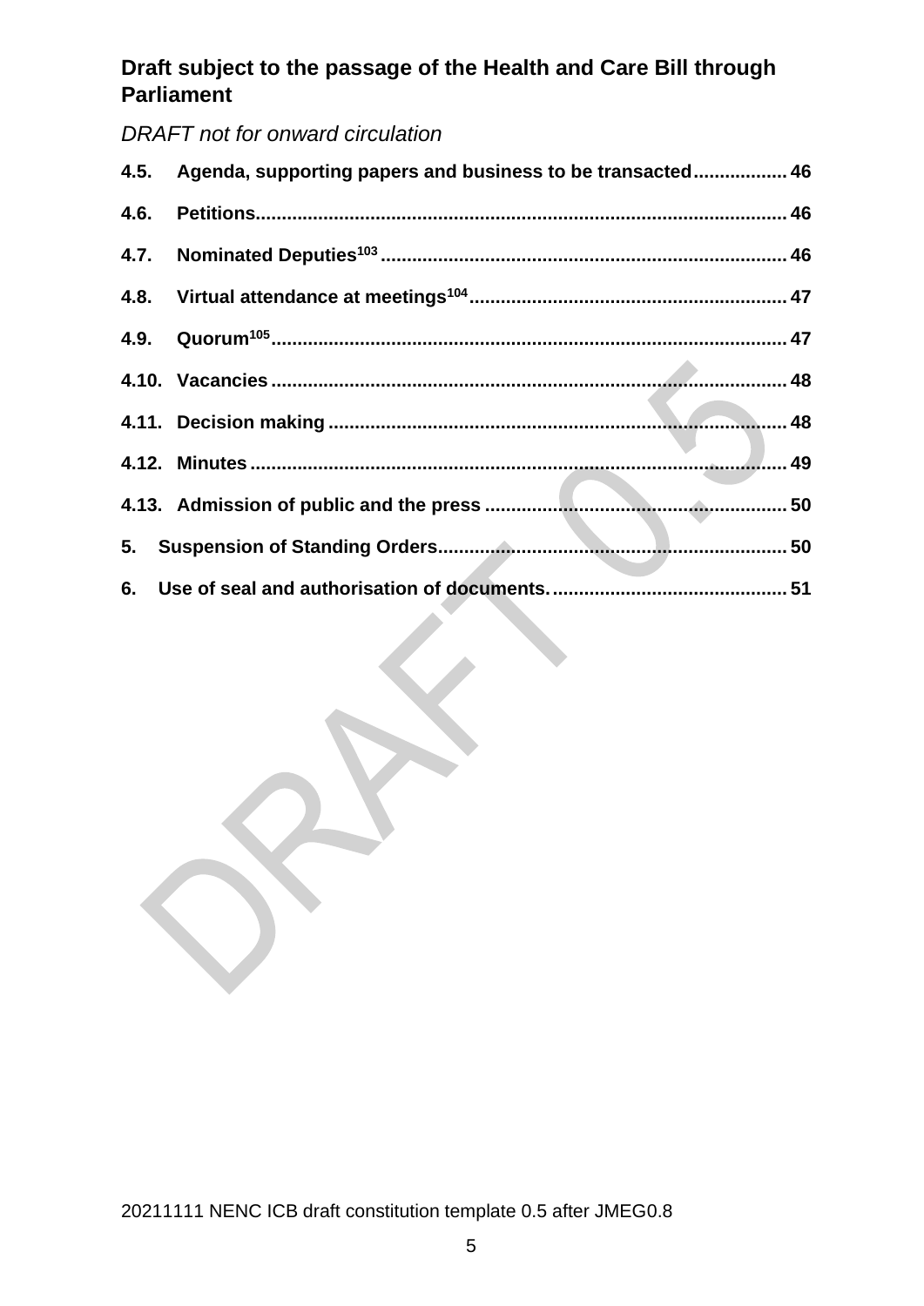**Draft subject to the passage of the Health and Care Bill through Parliament**

*DRAFT not for onward circulation*

**4.5. Agenda, supporting papers and business to be transacted .................. 46**

**4.6. Petitions................................................................................................... 46**

**4.7. Nominated Deputies[103] ............................................................................ 46**

**4.8. Virtual attendance at meetings[104] ............................................................ 47**

**4.9. Quorum[105] ................................................................................................ 47**

**4.10. Vacancies ................................................................................................. 48**

**4.11. Decision making ...................................................................................... 48**

**4.12. Minutes ..................................................................................................... 49**

**4.13. Admission of public and the press ......................................................... 50**

**5. Suspension of Standing Orders................................................................. 50**

**6. Use of seal and authorisation of documents. ............................................ 51**

20211111 NENC ICB draft constitution template 0.5 after JMEG0.8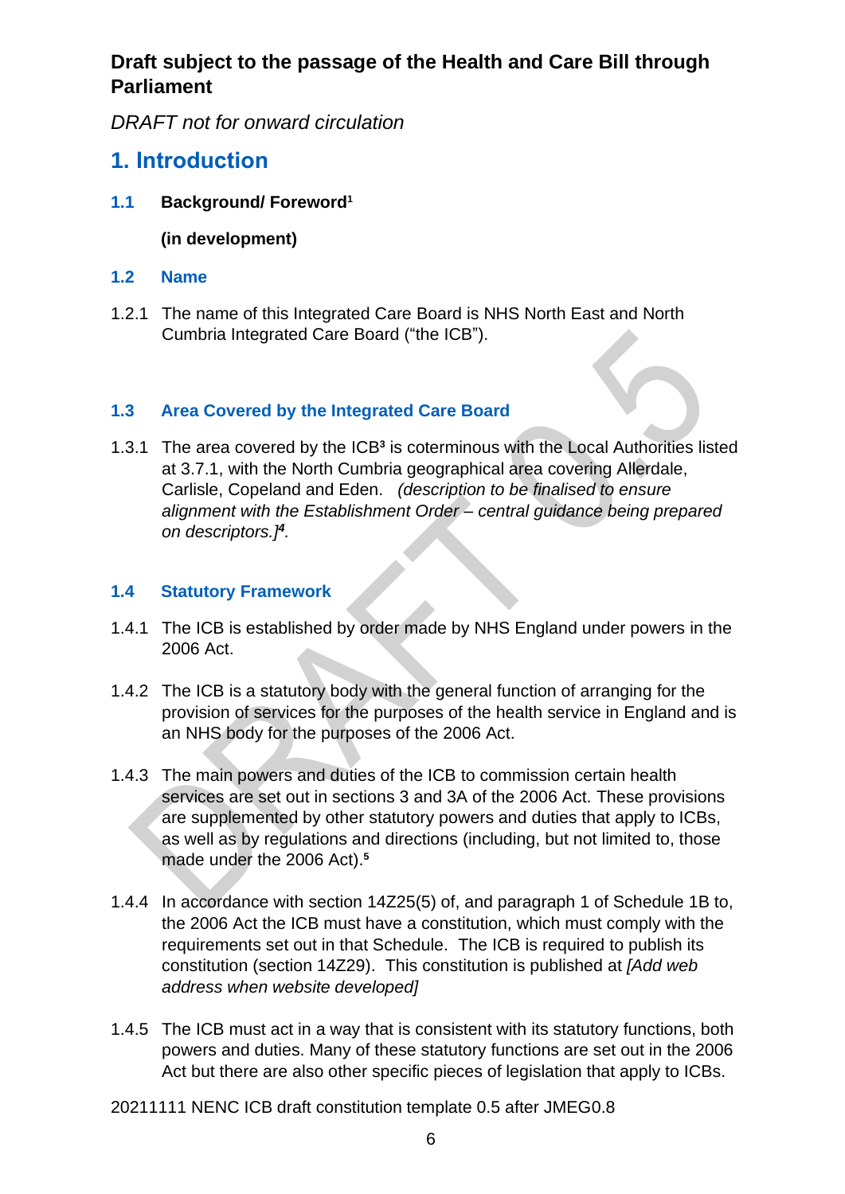**Draft subject to the passage of the Health and Care Bill through Parliament**

*DRAFT not for onward circulation*

# 1. Introduction

## 1.1 Background/ Foreword[1]

**(in development)**

## 1.2 Name

1.2.1 The name of this Integrated Care Board is NHS North East and North Cumbria Integrated Care Board ("the ICB").

## 1.3 Area Covered by the Integrated Care Board

1.3.1 The area covered by the ICB[3] is coterminous with the Local Authorities listed at 3.7.1, with the North Cumbria geographical area covering Allerdale, Carlisle, Copeland and Eden. *(description to be finalised to ensure alignment with the Establishment Order – central guidance being prepared on descriptors.]*[4].

## 1.4 Statutory Framework

1.4.1 The ICB is established by order made by NHS England under powers in the 2006 Act.

1.4.2 The ICB is a statutory body with the general function of arranging for the provision of services for the purposes of the health service in England and is an NHS body for the purposes of the 2006 Act.

1.4.3 The main powers and duties of the ICB to commission certain health services are set out in sections 3 and 3A of the 2006 Act. These provisions are supplemented by other statutory powers and duties that apply to ICBs, as well as by regulations and directions (including, but not limited to, those made under the 2006 Act).[5]

1.4.4 In accordance with section 14Z25(5) of, and paragraph 1 of Schedule 1B to, the 2006 Act the ICB must have a constitution, which must comply with the requirements set out in that Schedule. The ICB is required to publish its constitution (section 14Z29). This constitution is published at *[Add web address when website developed]*

1.4.5 The ICB must act in a way that is consistent with its statutory functions, both powers and duties. Many of these statutory functions are set out in the 2006 Act but there are also other specific pieces of legislation that apply to ICBs.

20211111 NENC ICB draft constitution template 0.5 after JMEG0.8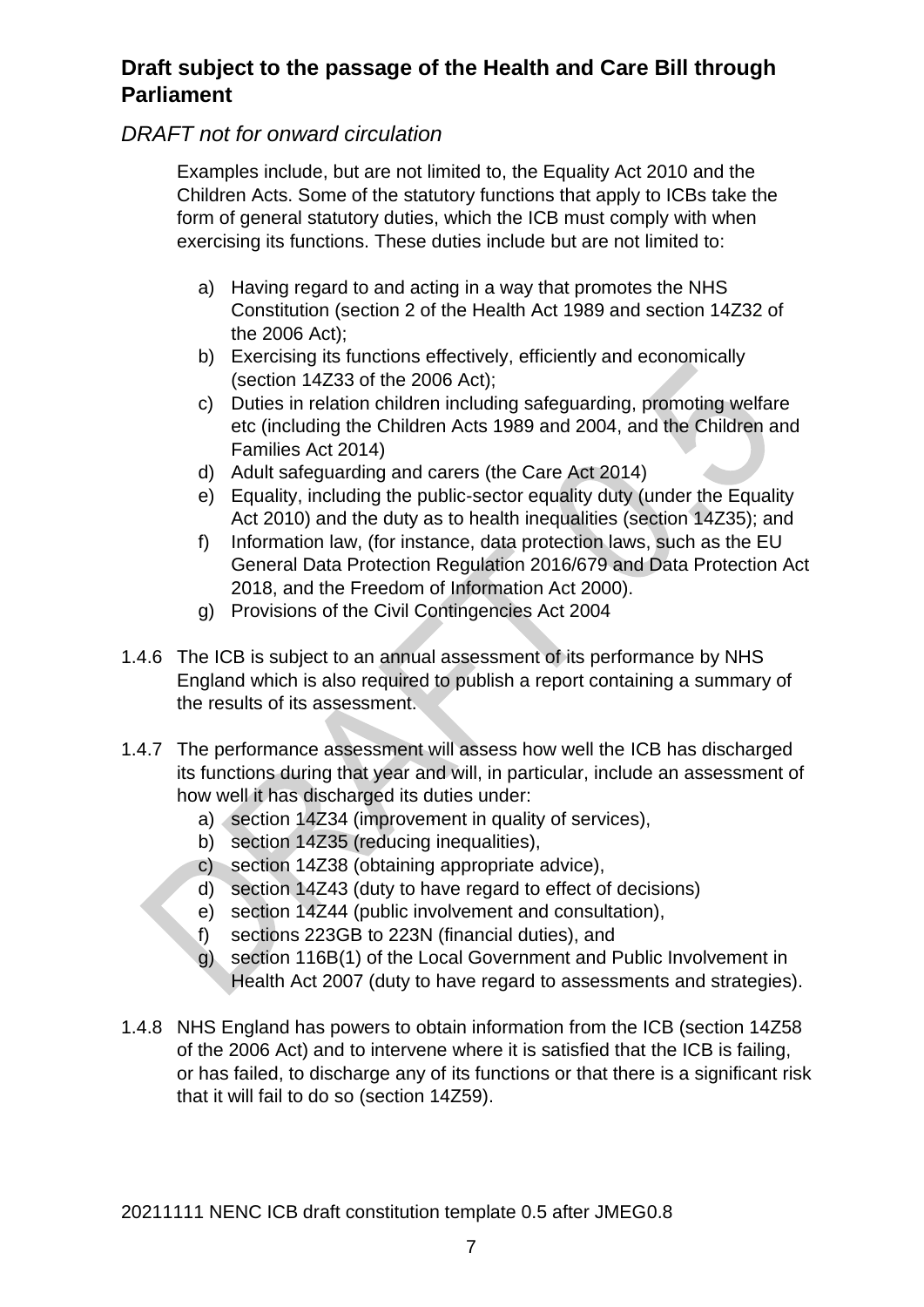Examples include, but are not limited to, the Equality Act 2010 and the Children Acts. Some of the statutory functions that apply to ICBs take the form of general statutory duties, which the ICB must comply with when exercising its functions. These duties include but are not limited to:

a) Having regard to and acting in a way that promotes the NHS Constitution (section 2 of the Health Act 1989 and section 14Z32 of the 2006 Act);
b) Exercising its functions effectively, efficiently and economically (section 14Z33 of the 2006 Act);
c) Duties in relation children including safeguarding, promoting welfare etc (including the Children Acts 1989 and 2004, and the Children and Families Act 2014)
d) Adult safeguarding and carers (the Care Act 2014)
e) Equality, including the public-sector equality duty (under the Equality Act 2010) and the duty as to health inequalities (section 14Z35); and
f) Information law, (for instance, data protection laws, such as the EU General Data Protection Regulation 2016/679 and Data Protection Act 2018, and the Freedom of Information Act 2000).
g) Provisions of the Civil Contingencies Act 2004

1.4.6 The ICB is subject to an annual assessment of its performance by NHS England which is also required to publish a report containing a summary of the results of its assessment.

1.4.7 The performance assessment will assess how well the ICB has discharged its functions during that year and will, in particular, include an assessment of how well it has discharged its duties under:

a) section 14Z34 (improvement in quality of services),
b) section 14Z35 (reducing inequalities),
c) section 14Z38 (obtaining appropriate advice),
d) section 14Z43 (duty to have regard to effect of decisions)
e) section 14Z44 (public involvement and consultation),
f) sections 223GB to 223N (financial duties), and
g) section 116B(1) of the Local Government and Public Involvement in Health Act 2007 (duty to have regard to assessments and strategies).

1.4.8 NHS England has powers to obtain information from the ICB (section 14Z58 of the 2006 Act) and to intervene where it is satisfied that the ICB is failing, or has failed, to discharge any of its functions or that there is a significant risk that it will fail to do so (section 14Z59).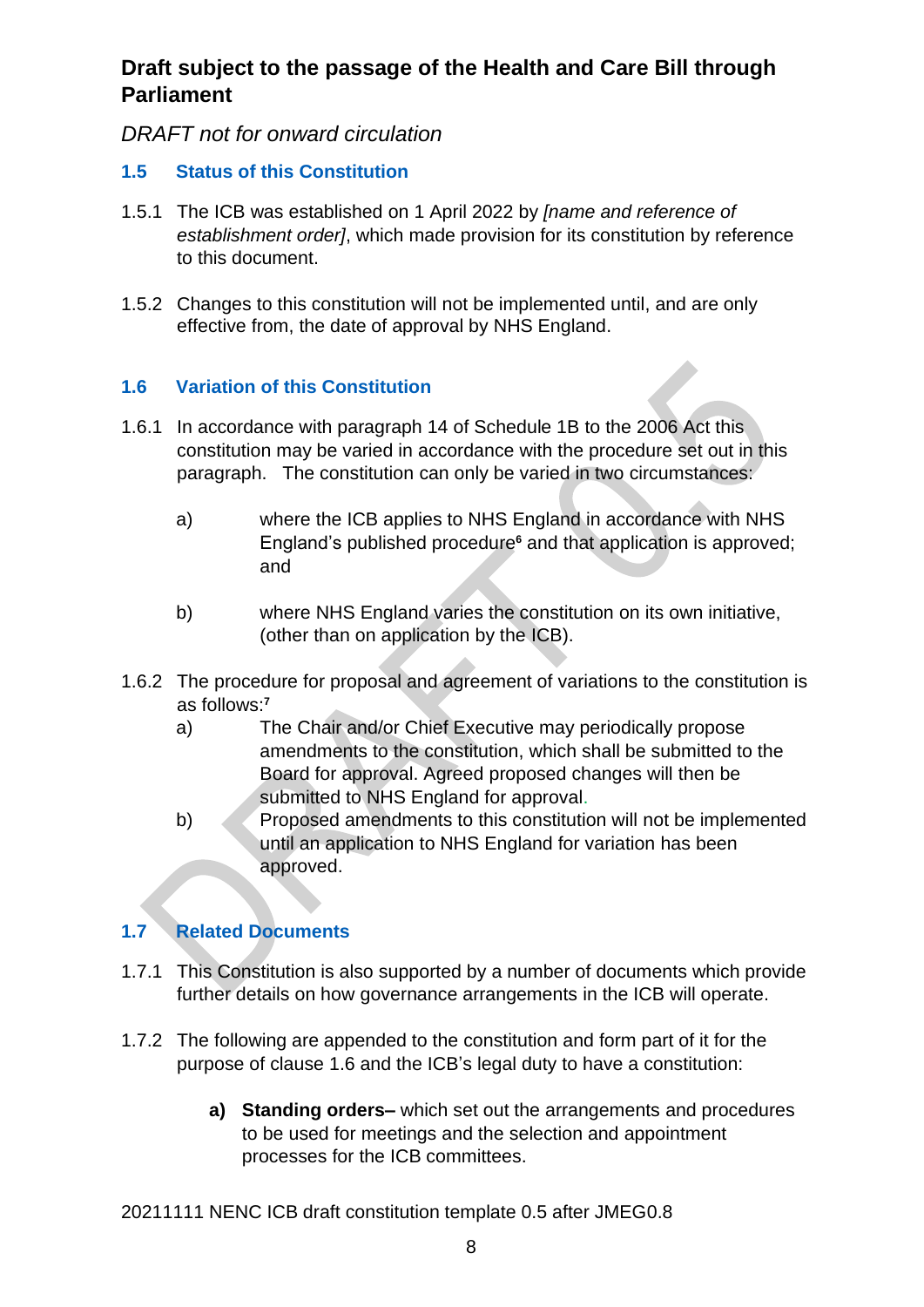**Draft subject to the passage of the Health and Care Bill through Parliament**

*DRAFT not for onward circulation*

### 1.5 Status of this Constitution

1.5.1 The ICB was established on 1 April 2022 by *[name and reference of establishment order]*, which made provision for its constitution by reference to this document.

1.5.2 Changes to this constitution will not be implemented until, and are only effective from, the date of approval by NHS England.

### 1.6 Variation of this Constitution

1.6.1 In accordance with paragraph 14 of Schedule 1B to the 2006 Act this constitution may be varied in accordance with the procedure set out in this paragraph. The constitution can only be varied in two circumstances:

a) where the ICB applies to NHS England in accordance with NHS England's published procedure[6] and that application is approved; and

b) where NHS England varies the constitution on its own initiative, (other than on application by the ICB).

1.6.2 The procedure for proposal and agreement of variations to the constitution is as follows:[7]

a) The Chair and/or Chief Executive may periodically propose amendments to the constitution, which shall be submitted to the Board for approval. Agreed proposed changes will then be submitted to NHS England for approval.

b) Proposed amendments to this constitution will not be implemented until an application to NHS England for variation has been approved.

### 1.7 Related Documents

1.7.1 This Constitution is also supported by a number of documents which provide further details on how governance arrangements in the ICB will operate.

1.7.2 The following are appended to the constitution and form part of it for the purpose of clause 1.6 and the ICB's legal duty to have a constitution:

**a) Standing orders–** which set out the arrangements and procedures to be used for meetings and the selection and appointment processes for the ICB committees.

20211111 NENC ICB draft constitution template 0.5 after JMEG0.8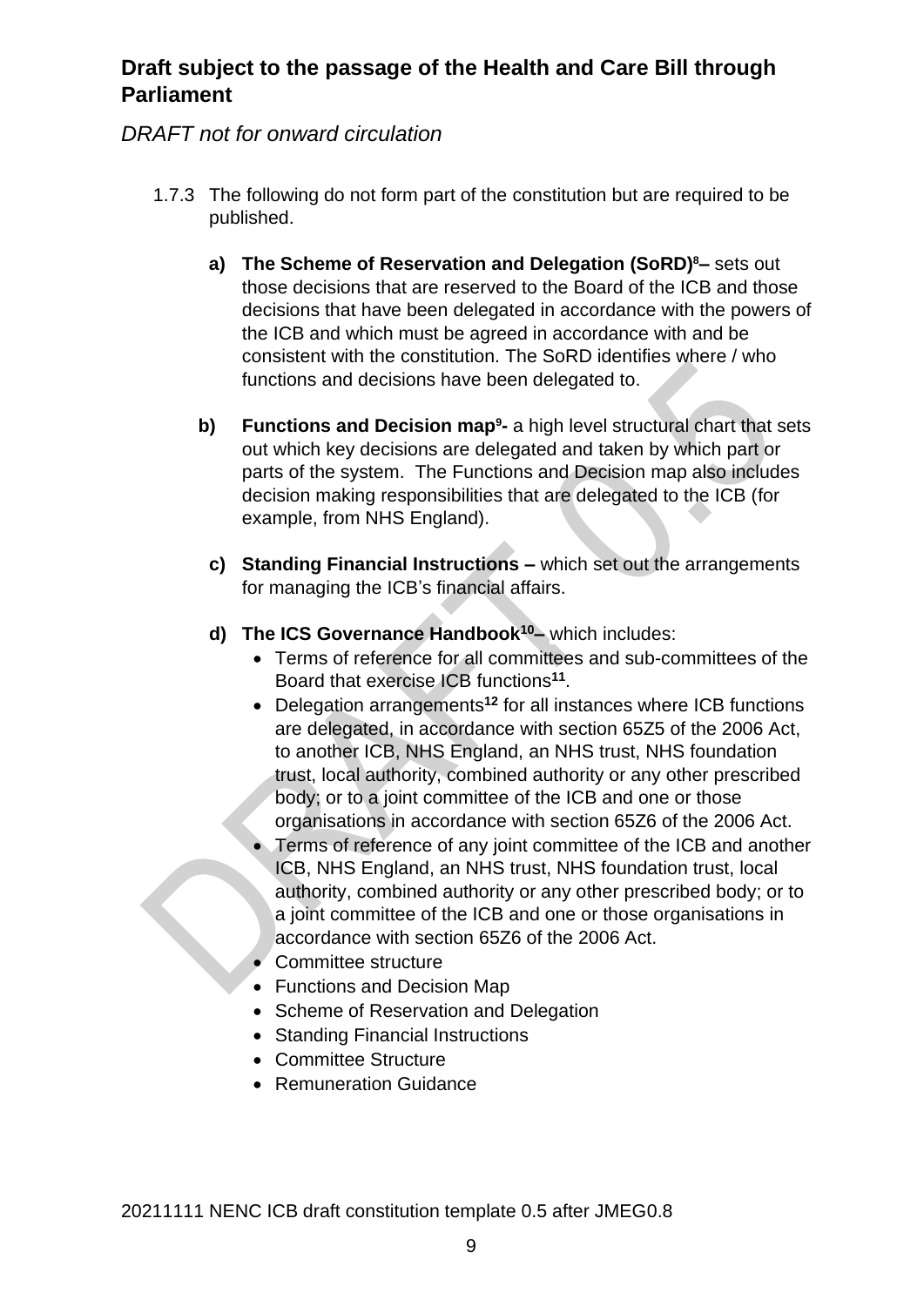1.7.3 The following do not form part of the constitution but are required to be published.

**a) The Scheme of Reservation and Delegation (SoRD)[8] –** sets out those decisions that are reserved to the Board of the ICB and those decisions that have been delegated in accordance with the powers of the ICB and which must be agreed in accordance with and be consistent with the constitution. The SoRD identifies where / who functions and decisions have been delegated to.

**b) Functions and Decision map[9] -** a high level structural chart that sets out which key decisions are delegated and taken by which part or parts of the system. The Functions and Decision map also includes decision making responsibilities that are delegated to the ICB (for example, from NHS England).

**c) Standing Financial Instructions –** which set out the arrangements for managing the ICB's financial affairs.

**d) The ICS Governance Handbook[10] –** which includes:

- Terms of reference for all committees and sub-committees of the Board that exercise ICB functions[11].
- Delegation arrangements[12] for all instances where ICB functions are delegated, in accordance with section 65Z5 of the 2006 Act, to another ICB, NHS England, an NHS trust, NHS foundation trust, local authority, combined authority or any other prescribed body; or to a joint committee of the ICB and one or those organisations in accordance with section 65Z6 of the 2006 Act.
- Terms of reference of any joint committee of the ICB and another ICB, NHS England, an NHS trust, NHS foundation trust, local authority, combined authority or any other prescribed body; or to a joint committee of the ICB and one or those organisations in accordance with section 65Z6 of the 2006 Act.
- Committee structure
- Functions and Decision Map
- Scheme of Reservation and Delegation
- Standing Financial Instructions
- Committee Structure
- Remuneration Guidance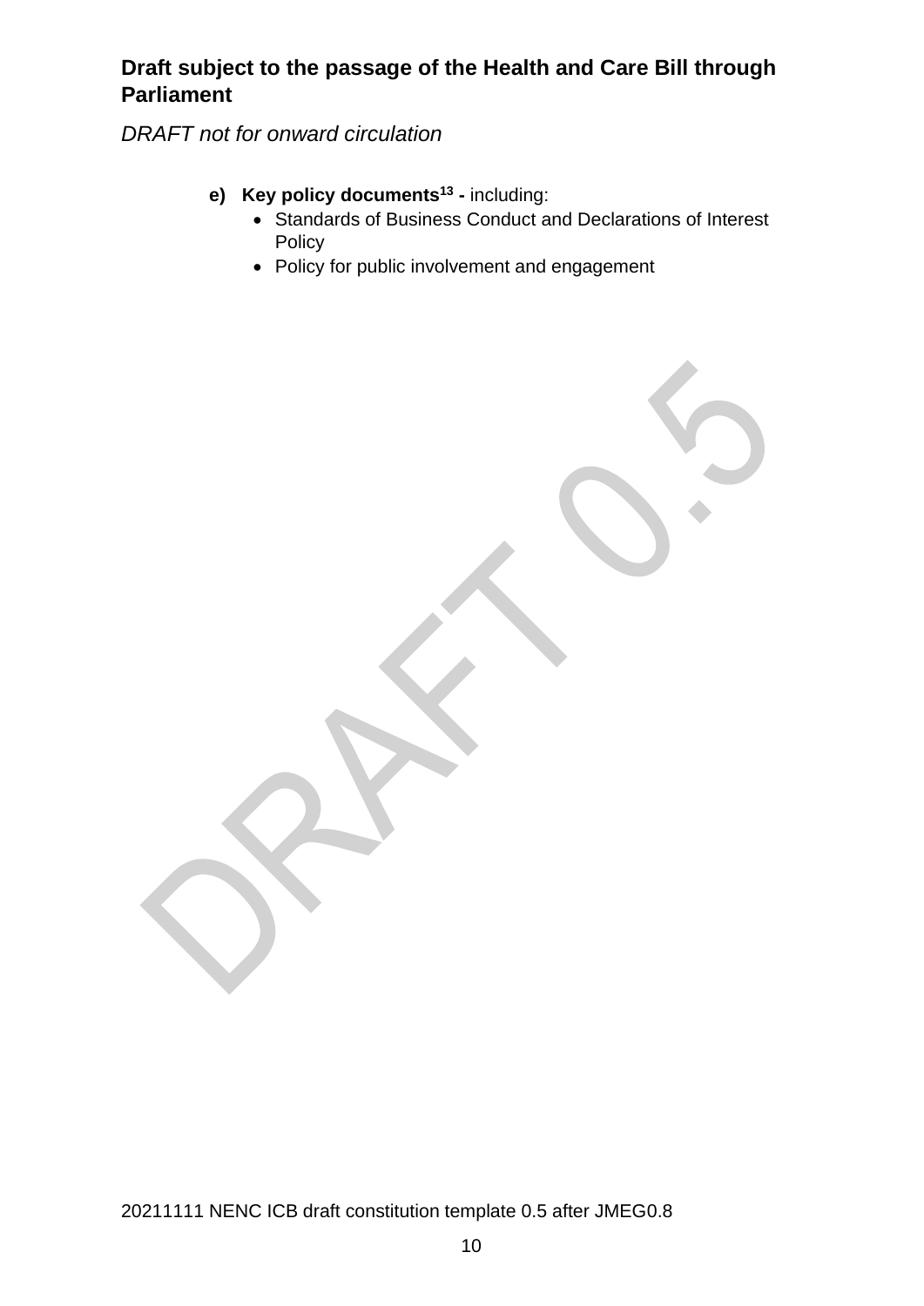e) **Key policy documents**[13] **-** including:
   - Standards of Business Conduct and Declarations of Interest Policy
   - Policy for public involvement and engagement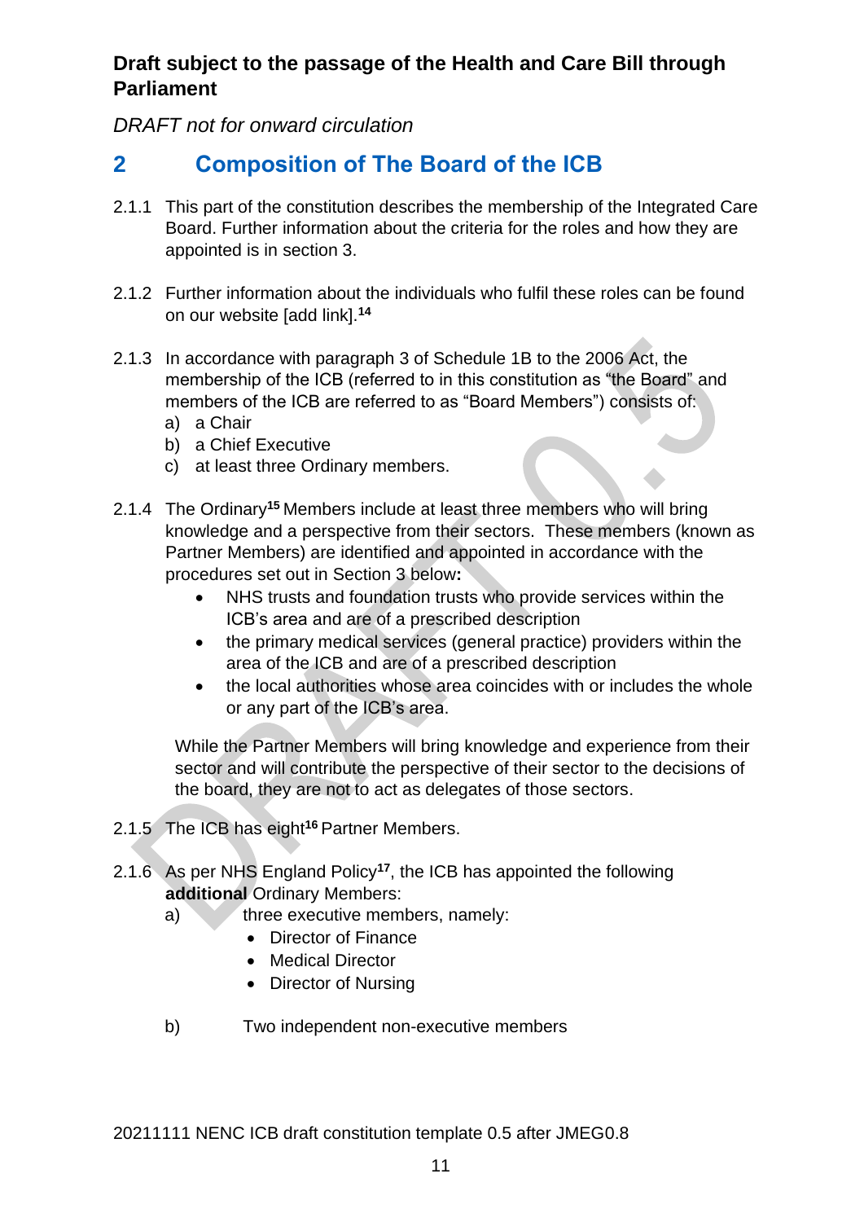**Draft subject to the passage of the Health and Care Bill through Parliament**

*DRAFT not for onward circulation*

## 2 Composition of The Board of the ICB

2.1.1 This part of the constitution describes the membership of the Integrated Care Board. Further information about the criteria for the roles and how they are appointed is in section 3.

2.1.2 Further information about the individuals who fulfil these roles can be found on our website [add link].[14]

2.1.3 In accordance with paragraph 3 of Schedule 1B to the 2006 Act, the membership of the ICB (referred to in this constitution as "the Board" and members of the ICB are referred to as "Board Members") consists of:
   a) a Chair
   b) a Chief Executive
   c) at least three Ordinary members.

2.1.4 The Ordinary[15] Members include at least three members who will bring knowledge and a perspective from their sectors. These members (known as Partner Members) are identified and appointed in accordance with the procedures set out in Section 3 below**:**
   - NHS trusts and foundation trusts who provide services within the ICB's area and are of a prescribed description
   - the primary medical services (general practice) providers within the area of the ICB and are of a prescribed description
   - the local authorities whose area coincides with or includes the whole or any part of the ICB's area.

   While the Partner Members will bring knowledge and experience from their sector and will contribute the perspective of their sector to the decisions of the board, they are not to act as delegates of those sectors.

2.1.5 The ICB has eight[16] Partner Members.

2.1.6 As per NHS England Policy[17], the ICB has appointed the following **additional** Ordinary Members:
   a) three executive members, namely:
      - Director of Finance
      - Medical Director
      - Director of Nursing

   b) Two independent non-executive members

20211111 NENC ICB draft constitution template 0.5 after JMEG0.8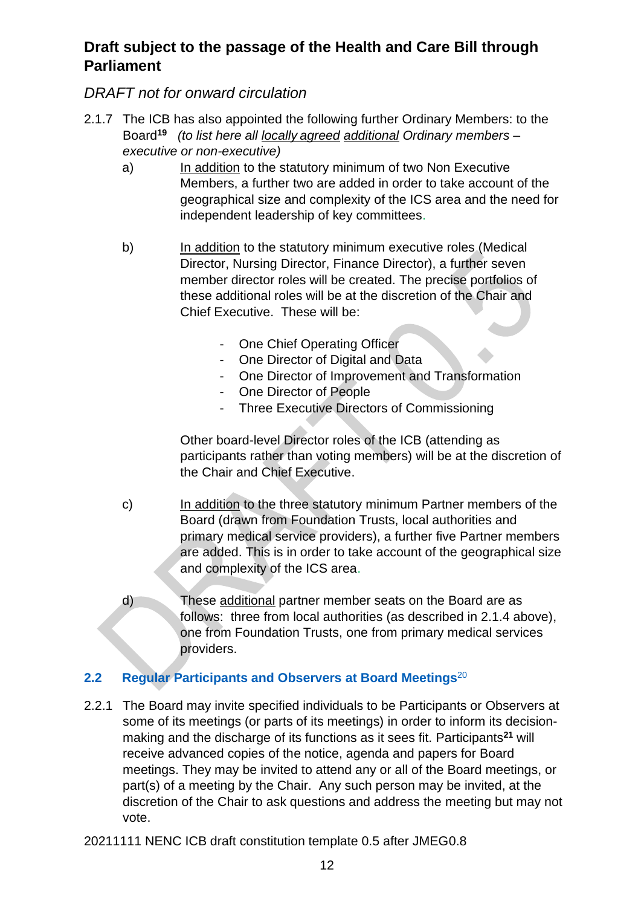**Draft subject to the passage of the Health and Care Bill through Parliament**

*DRAFT not for onward circulation*

2.1.7 The ICB has also appointed the following further Ordinary Members: to the Board[19] *(to list here all locally agreed additional Ordinary members – executive or non-executive)*

a) In addition to the statutory minimum of two Non Executive Members, a further two are added in order to take account of the geographical size and complexity of the ICS area and the need for independent leadership of key committees.

b) In addition to the statutory minimum executive roles (Medical Director, Nursing Director, Finance Director), a further seven member director roles will be created. The precise portfolios of these additional roles will be at the discretion of the Chair and Chief Executive. These will be:

- One Chief Operating Officer
- One Director of Digital and Data
- One Director of Improvement and Transformation
- One Director of People
- Three Executive Directors of Commissioning

Other board-level Director roles of the ICB (attending as participants rather than voting members) will be at the discretion of the Chair and Chief Executive.

c) In addition to the three statutory minimum Partner members of the Board (drawn from Foundation Trusts, local authorities and primary medical service providers), a further five Partner members are added. This is in order to take account of the geographical size and complexity of the ICS area.

d) These additional partner member seats on the Board are as follows: three from local authorities (as described in 2.1.4 above), one from Foundation Trusts, one from primary medical services providers.

### 2.2 Regular Participants and Observers at Board Meetings[20]

2.2.1 The Board may invite specified individuals to be Participants or Observers at some of its meetings (or parts of its meetings) in order to inform its decision-making and the discharge of its functions as it sees fit. Participants[21] will receive advanced copies of the notice, agenda and papers for Board meetings. They may be invited to attend any or all of the Board meetings, or part(s) of a meeting by the Chair. Any such person may be invited, at the discretion of the Chair to ask questions and address the meeting but may not vote.

20211111 NENC ICB draft constitution template 0.5 after JMEG0.8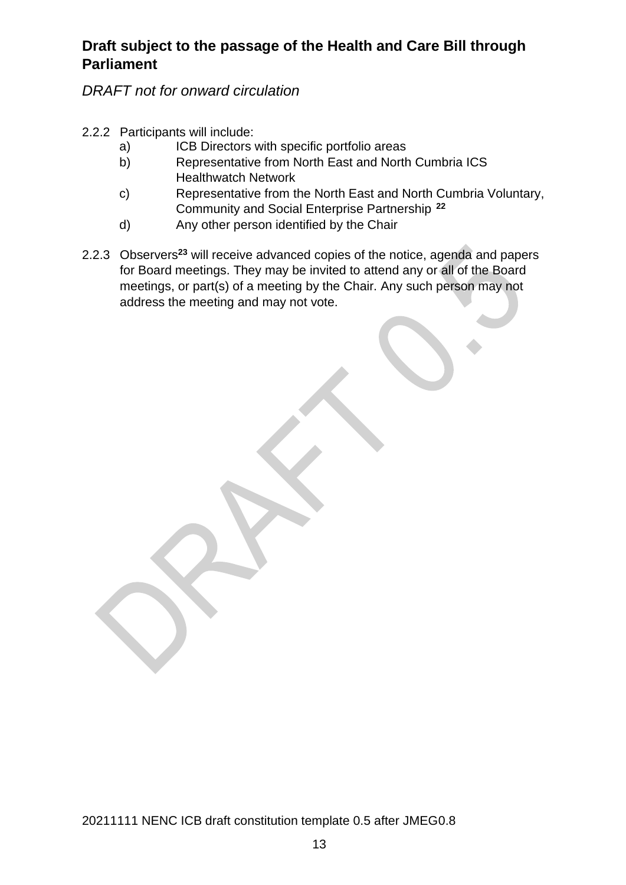2.2.2 Participants will include:

a) ICB Directors with specific portfolio areas

b) Representative from North East and North Cumbria ICS Healthwatch Network

c) Representative from the North East and North Cumbria Voluntary, Community and Social Enterprise Partnership [22]

d) Any other person identified by the Chair

2.2.3 Observers[23] will receive advanced copies of the notice, agenda and papers for Board meetings. They may be invited to attend any or all of the Board meetings, or part(s) of a meeting by the Chair. Any such person may not address the meeting and may not vote.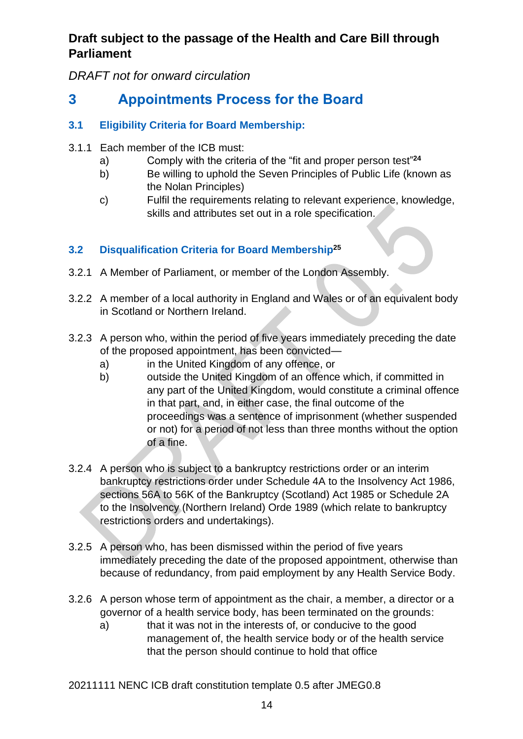**Draft subject to the passage of the Health and Care Bill through Parliament**

*DRAFT not for onward circulation*

# 3 Appointments Process for the Board

## 3.1 Eligibility Criteria for Board Membership:

3.1.1 Each member of the ICB must:

a) Comply with the criteria of the “fit and proper person test”[24]

b) Be willing to uphold the Seven Principles of Public Life (known as the Nolan Principles)

c) Fulfil the requirements relating to relevant experience, knowledge, skills and attributes set out in a role specification.

## 3.2 Disqualification Criteria for Board Membership[25]

3.2.1 A Member of Parliament, or member of the London Assembly.

3.2.2 A member of a local authority in England and Wales or of an equivalent body in Scotland or Northern Ireland.

3.2.3 A person who, within the period of five years immediately preceding the date of the proposed appointment, has been convicted—

a) in the United Kingdom of any offence, or

b) outside the United Kingdom of an offence which, if committed in any part of the United Kingdom, would constitute a criminal offence in that part, and, in either case, the final outcome of the proceedings was a sentence of imprisonment (whether suspended or not) for a period of not less than three months without the option of a fine.

3.2.4 A person who is subject to a bankruptcy restrictions order or an interim bankruptcy restrictions order under Schedule 4A to the Insolvency Act 1986, sections 56A to 56K of the Bankruptcy (Scotland) Act 1985 or Schedule 2A to the Insolvency (Northern Ireland) Orde 1989 (which relate to bankruptcy restrictions orders and undertakings).

3.2.5 A person who, has been dismissed within the period of five years immediately preceding the date of the proposed appointment, otherwise than because of redundancy, from paid employment by any Health Service Body.

3.2.6 A person whose term of appointment as the chair, a member, a director or a governor of a health service body, has been terminated on the grounds:

a) that it was not in the interests of, or conducive to the good management of, the health service body or of the health service that the person should continue to hold that office

20211111 NENC ICB draft constitution template 0.5 after JMEG0.8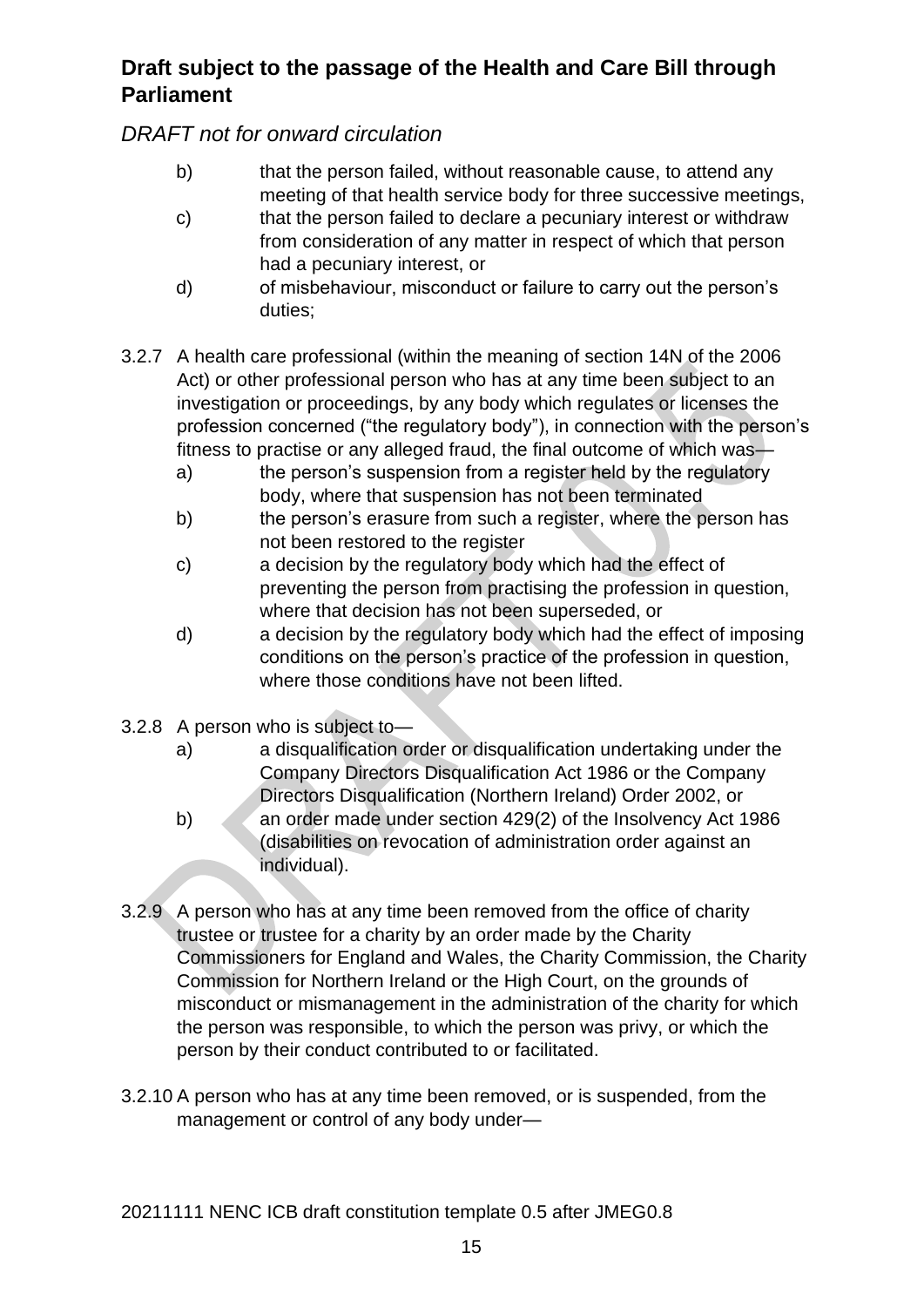b) that the person failed, without reasonable cause, to attend any meeting of that health service body for three successive meetings,

c) that the person failed to declare a pecuniary interest or withdraw from consideration of any matter in respect of which that person had a pecuniary interest, or

d) of misbehaviour, misconduct or failure to carry out the person's duties;

3.2.7 A health care professional (within the meaning of section 14N of the 2006 Act) or other professional person who has at any time been subject to an investigation or proceedings, by any body which regulates or licenses the profession concerned ("the regulatory body"), in connection with the person's fitness to practise or any alleged fraud, the final outcome of which was—

a) the person's suspension from a register held by the regulatory body, where that suspension has not been terminated

b) the person's erasure from such a register, where the person has not been restored to the register

c) a decision by the regulatory body which had the effect of preventing the person from practising the profession in question, where that decision has not been superseded, or

d) a decision by the regulatory body which had the effect of imposing conditions on the person's practice of the profession in question, where those conditions have not been lifted.

3.2.8 A person who is subject to—

a) a disqualification order or disqualification undertaking under the Company Directors Disqualification Act 1986 or the Company Directors Disqualification (Northern Ireland) Order 2002, or

b) an order made under section 429(2) of the Insolvency Act 1986 (disabilities on revocation of administration order against an individual).

3.2.9 A person who has at any time been removed from the office of charity trustee or trustee for a charity by an order made by the Charity Commissioners for England and Wales, the Charity Commission, the Charity Commission for Northern Ireland or the High Court, on the grounds of misconduct or mismanagement in the administration of the charity for which the person was responsible, to which the person was privy, or which the person by their conduct contributed to or facilitated.

3.2.10 A person who has at any time been removed, or is suspended, from the management or control of any body under—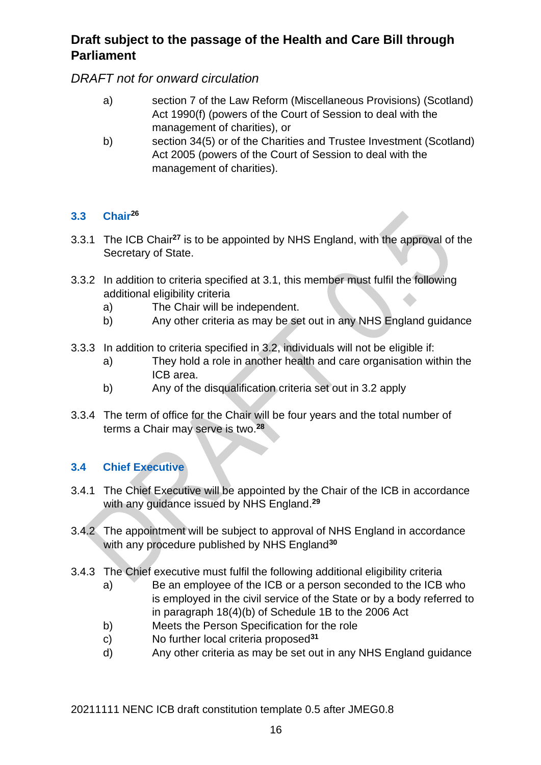a) section 7 of the Law Reform (Miscellaneous Provisions) (Scotland) Act 1990(f) (powers of the Court of Session to deal with the management of charities), or

b) section 34(5) or of the Charities and Trustee Investment (Scotland) Act 2005 (powers of the Court of Session to deal with the management of charities).

### 3.3 Chair[26]

3.3.1 The ICB Chair[27] is to be appointed by NHS England, with the approval of the Secretary of State.

3.3.2 In addition to criteria specified at 3.1, this member must fulfil the following additional eligibility criteria

a) The Chair will be independent.

b) Any other criteria as may be set out in any NHS England guidance

3.3.3 In addition to criteria specified in 3.2, individuals will not be eligible if:

a) They hold a role in another health and care organisation within the ICB area.

b) Any of the disqualification criteria set out in 3.2 apply

3.3.4 The term of office for the Chair will be four years and the total number of terms a Chair may serve is two.[28]

### 3.4 Chief Executive

3.4.1 The Chief Executive will be appointed by the Chair of the ICB in accordance with any guidance issued by NHS England.[29]

3.4.2 The appointment will be subject to approval of NHS England in accordance with any procedure published by NHS England[30]

3.4.3 The Chief executive must fulfil the following additional eligibility criteria

a) Be an employee of the ICB or a person seconded to the ICB who is employed in the civil service of the State or by a body referred to in paragraph 18(4)(b) of Schedule 1B to the 2006 Act

b) Meets the Person Specification for the role

c) No further local criteria proposed[31]

d) Any other criteria as may be set out in any NHS England guidance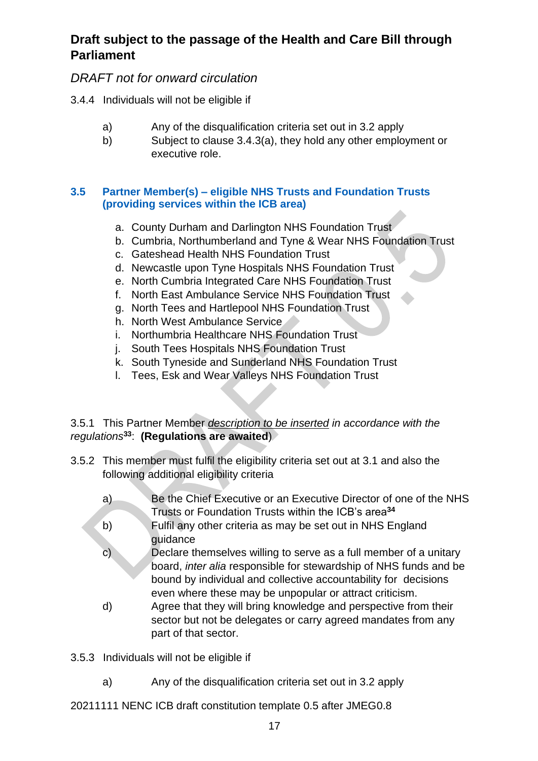**Draft subject to the passage of the Health and Care Bill through Parliament**

*DRAFT not for onward circulation*

3.4.4 Individuals will not be eligible if

a) Any of the disqualification criteria set out in 3.2 apply
b) Subject to clause 3.4.3(a), they hold any other employment or executive role.

### 3.5 Partner Member(s) – eligible NHS Trusts and Foundation Trusts (providing services within the ICB area)

a. County Durham and Darlington NHS Foundation Trust
b. Cumbria, Northumberland and Tyne & Wear NHS Foundation Trust
c. Gateshead Health NHS Foundation Trust
d. Newcastle upon Tyne Hospitals NHS Foundation Trust
e. North Cumbria Integrated Care NHS Foundation Trust
f. North East Ambulance Service NHS Foundation Trust
g. North Tees and Hartlepool NHS Foundation Trust
h. North West Ambulance Service
i. Northumbria Healthcare NHS Foundation Trust
j. South Tees Hospitals NHS Foundation Trust
k. South Tyneside and Sunderland NHS Foundation Trust
l. Tees, Esk and Wear Valleys NHS Foundation Trust

3.5.1 This Partner Member *description to be inserted in accordance with the regulations*[33]: **(Regulations are awaited)**

3.5.2 This member must fulfil the eligibility criteria set out at 3.1 and also the following additional eligibility criteria

a) Be the Chief Executive or an Executive Director of one of the NHS Trusts or Foundation Trusts within the ICB's area[34]
b) Fulfil any other criteria as may be set out in NHS England guidance
c) Declare themselves willing to serve as a full member of a unitary board, *inter alia* responsible for stewardship of NHS funds and be bound by individual and collective accountability for decisions even where these may be unpopular or attract criticism.
d) Agree that they will bring knowledge and perspective from their sector but not be delegates or carry agreed mandates from any part of that sector.

3.5.3 Individuals will not be eligible if

a) Any of the disqualification criteria set out in 3.2 apply

20211111 NENC ICB draft constitution template 0.5 after JMEG0.8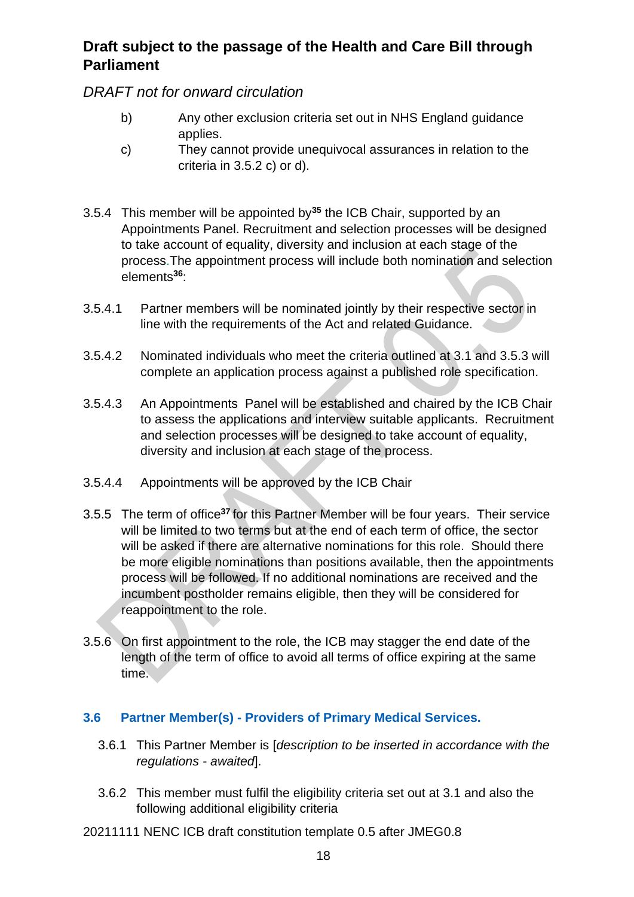b) Any other exclusion criteria set out in NHS England guidance applies.

c) They cannot provide unequivocal assurances in relation to the criteria in 3.5.2 c) or d).

3.5.4 This member will be appointed by[35] the ICB Chair, supported by an Appointments Panel. Recruitment and selection processes will be designed to take account of equality, diversity and inclusion at each stage of the process.The appointment process will include both nomination and selection elements[36]:

3.5.4.1 Partner members will be nominated jointly by their respective sector in line with the requirements of the Act and related Guidance.

3.5.4.2 Nominated individuals who meet the criteria outlined at 3.1 and 3.5.3 will complete an application process against a published role specification.

3.5.4.3 An Appointments Panel will be established and chaired by the ICB Chair to assess the applications and interview suitable applicants. Recruitment and selection processes will be designed to take account of equality, diversity and inclusion at each stage of the process.

3.5.4.4 Appointments will be approved by the ICB Chair

3.5.5 The term of office[37] for this Partner Member will be four years. Their service will be limited to two terms but at the end of each term of office, the sector will be asked if there are alternative nominations for this role. Should there be more eligible nominations than positions available, then the appointments process will be followed. If no additional nominations are received and the incumbent postholder remains eligible, then they will be considered for reappointment to the role.

3.5.6 On first appointment to the role, the ICB may stagger the end date of the length of the term of office to avoid all terms of office expiring at the same time.

### 3.6 Partner Member(s) - Providers of Primary Medical Services.

3.6.1 This Partner Member is [*description to be inserted in accordance with the regulations - awaited*].

3.6.2 This member must fulfil the eligibility criteria set out at 3.1 and also the following additional eligibility criteria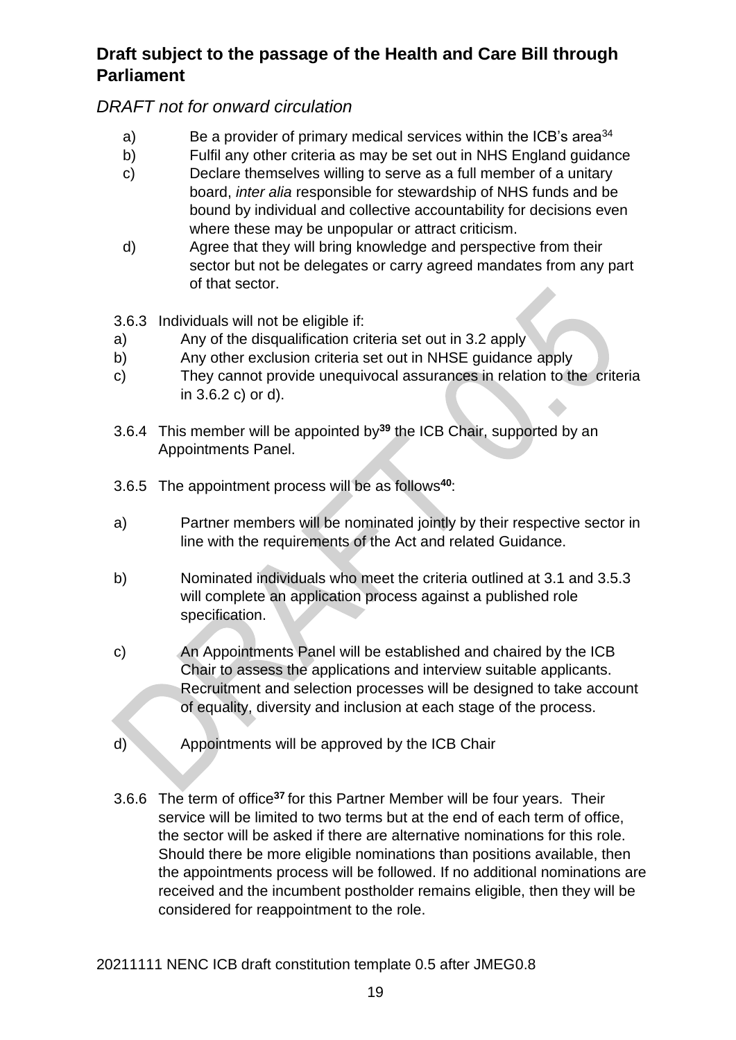**Draft subject to the passage of the Health and Care Bill through Parliament**

*DRAFT not for onward circulation*

a) Be a provider of primary medical services within the ICB's area[34]
b) Fulfil any other criteria as may be set out in NHS England guidance
c) Declare themselves willing to serve as a full member of a unitary board, *inter alia* responsible for stewardship of NHS funds and be bound by individual and collective accountability for decisions even where these may be unpopular or attract criticism.
d) Agree that they will bring knowledge and perspective from their sector but not be delegates or carry agreed mandates from any part of that sector.

3.6.3 Individuals will not be eligible if:

a) Any of the disqualification criteria set out in 3.2 apply
b) Any other exclusion criteria set out in NHSE guidance apply
c) They cannot provide unequivocal assurances in relation to the criteria in 3.6.2 c) or d).

3.6.4 This member will be appointed by[39] the ICB Chair, supported by an Appointments Panel.

3.6.5 The appointment process will be as follows[40]:

a) Partner members will be nominated jointly by their respective sector in line with the requirements of the Act and related Guidance.

b) Nominated individuals who meet the criteria outlined at 3.1 and 3.5.3 will complete an application process against a published role specification.

c) An Appointments Panel will be established and chaired by the ICB Chair to assess the applications and interview suitable applicants. Recruitment and selection processes will be designed to take account of equality, diversity and inclusion at each stage of the process.

d) Appointments will be approved by the ICB Chair

3.6.6 The term of office[37] for this Partner Member will be four years. Their service will be limited to two terms but at the end of each term of office, the sector will be asked if there are alternative nominations for this role. Should there be more eligible nominations than positions available, then the appointments process will be followed. If no additional nominations are received and the incumbent postholder remains eligible, then they will be considered for reappointment to the role.

20211111 NENC ICB draft constitution template 0.5 after JMEG0.8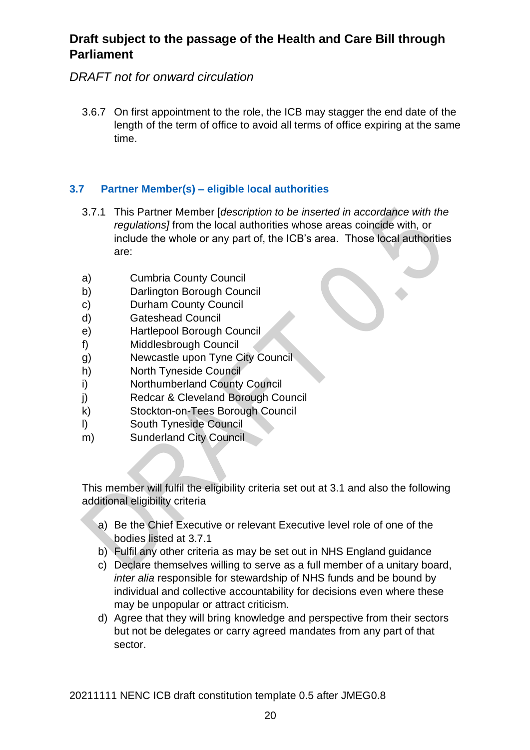3.6.7 On first appointment to the role, the ICB may stagger the end date of the length of the term of office to avoid all terms of office expiring at the same time.

### 3.7 Partner Member(s) – eligible local authorities

3.7.1 This Partner Member [*description to be inserted in accordance with the regulations]* from the local authorities whose areas coincide with, or include the whole or any part of, the ICB's area. Those local authorities are:

a) Cumbria County Council
b) Darlington Borough Council
c) Durham County Council
d) Gateshead Council
e) Hartlepool Borough Council
f) Middlesbrough Council
g) Newcastle upon Tyne City Council
h) North Tyneside Council
i) Northumberland County Council
j) Redcar & Cleveland Borough Council
k) Stockton-on-Tees Borough Council
l) South Tyneside Council
m) Sunderland City Council

This member will fulfil the eligibility criteria set out at 3.1 and also the following additional eligibility criteria

a) Be the Chief Executive or relevant Executive level role of one of the bodies listed at 3.7.1
b) Fulfil any other criteria as may be set out in NHS England guidance
c) Declare themselves willing to serve as a full member of a unitary board, *inter alia* responsible for stewardship of NHS funds and be bound by individual and collective accountability for decisions even where these may be unpopular or attract criticism.
d) Agree that they will bring knowledge and perspective from their sectors but not be delegates or carry agreed mandates from any part of that sector.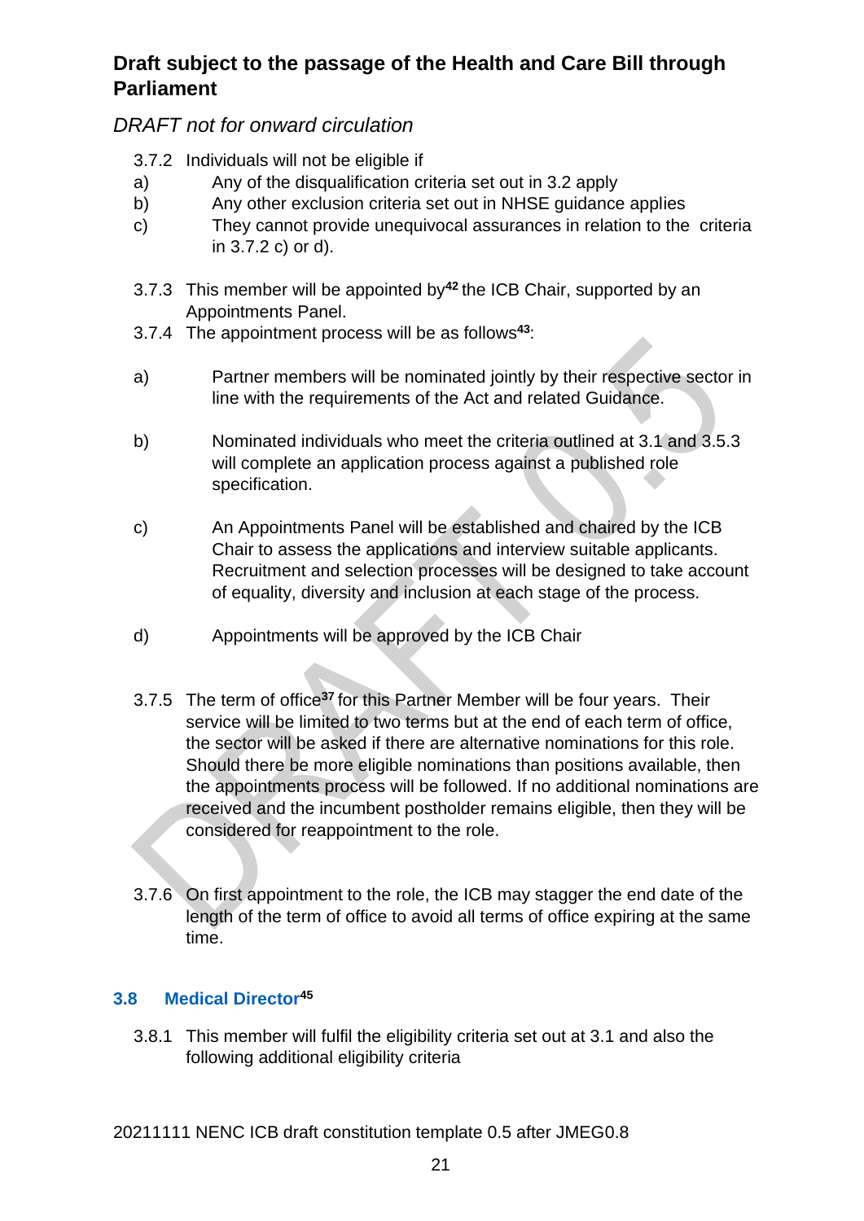**Draft subject to the passage of the Health and Care Bill through Parliament**

*DRAFT not for onward circulation*

3.7.2 Individuals will not be eligible if

a) Any of the disqualification criteria set out in 3.2 apply

b) Any other exclusion criteria set out in NHSE guidance applies

c) They cannot provide unequivocal assurances in relation to the criteria in 3.7.2 c) or d).

3.7.3 This member will be appointed by[42] the ICB Chair, supported by an Appointments Panel.

3.7.4 The appointment process will be as follows[43]:

a) Partner members will be nominated jointly by their respective sector in line with the requirements of the Act and related Guidance.

b) Nominated individuals who meet the criteria outlined at 3.1 and 3.5.3 will complete an application process against a published role specification.

c) An Appointments Panel will be established and chaired by the ICB Chair to assess the applications and interview suitable applicants. Recruitment and selection processes will be designed to take account of equality, diversity and inclusion at each stage of the process.

d) Appointments will be approved by the ICB Chair

3.7.5 The term of office[37] for this Partner Member will be four years. Their service will be limited to two terms but at the end of each term of office, the sector will be asked if there are alternative nominations for this role. Should there be more eligible nominations than positions available, then the appointments process will be followed. If no additional nominations are received and the incumbent postholder remains eligible, then they will be considered for reappointment to the role.

3.7.6 On first appointment to the role, the ICB may stagger the end date of the length of the term of office to avoid all terms of office expiring at the same time.

### 3.8 Medical Director[45]

3.8.1 This member will fulfil the eligibility criteria set out at 3.1 and also the following additional eligibility criteria

20211111 NENC ICB draft constitution template 0.5 after JMEG0.8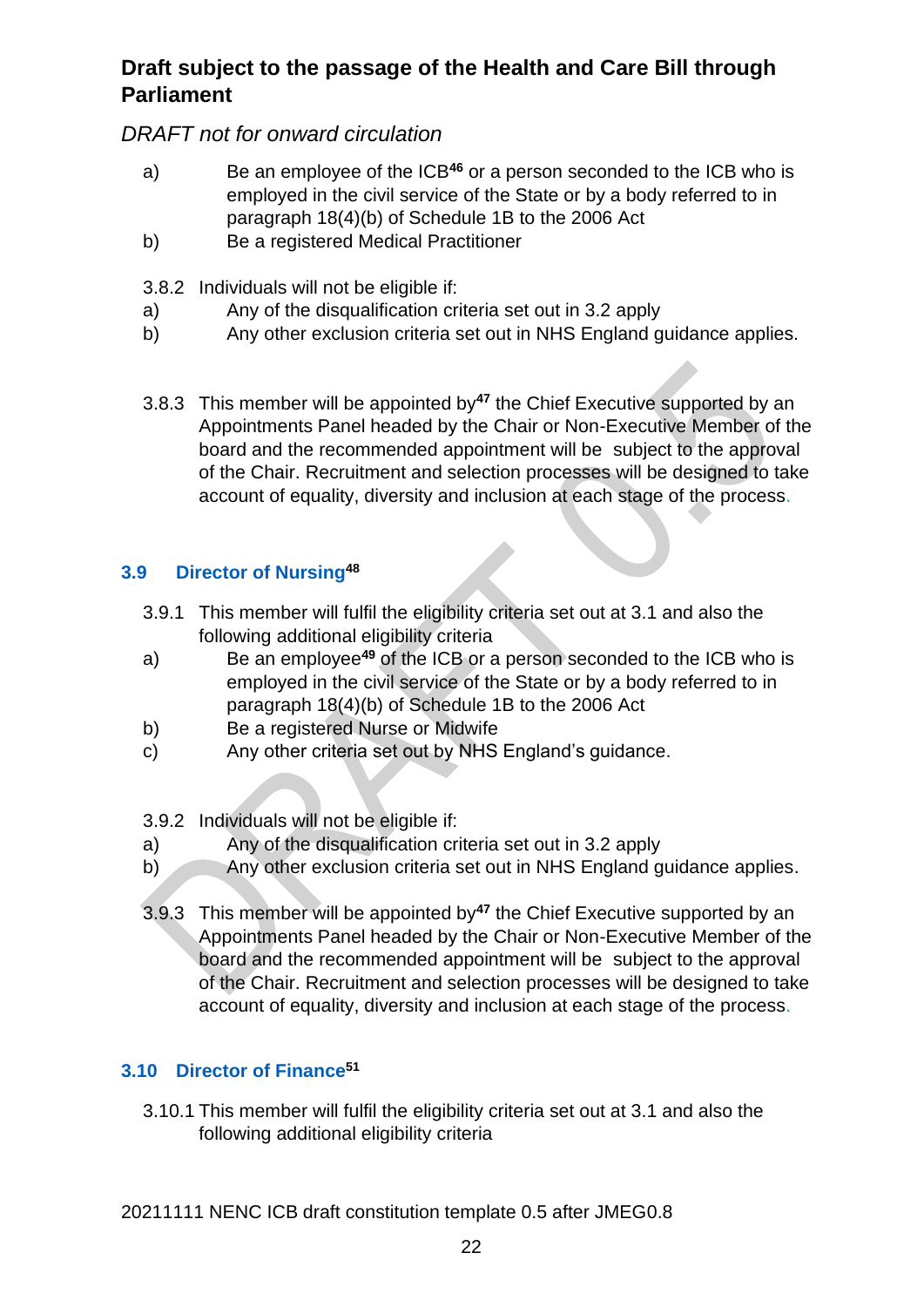**Draft subject to the passage of the Health and Care Bill through Parliament**

*DRAFT not for onward circulation*

a) Be an employee of the ICB[46] or a person seconded to the ICB who is employed in the civil service of the State or by a body referred to in paragraph 18(4)(b) of Schedule 1B to the 2006 Act

b) Be a registered Medical Practitioner

3.8.2 Individuals will not be eligible if:

a) Any of the disqualification criteria set out in 3.2 apply

b) Any other exclusion criteria set out in NHS England guidance applies.

3.8.3 This member will be appointed by[47] the Chief Executive supported by an Appointments Panel headed by the Chair or Non-Executive Member of the board and the recommended appointment will be subject to the approval of the Chair. Recruitment and selection processes will be designed to take account of equality, diversity and inclusion at each stage of the process.

### 3.9 Director of Nursing[48]

3.9.1 This member will fulfil the eligibility criteria set out at 3.1 and also the following additional eligibility criteria

a) Be an employee[49] of the ICB or a person seconded to the ICB who is employed in the civil service of the State or by a body referred to in paragraph 18(4)(b) of Schedule 1B to the 2006 Act

b) Be a registered Nurse or Midwife

c) Any other criteria set out by NHS England's guidance.

3.9.2 Individuals will not be eligible if:

a) Any of the disqualification criteria set out in 3.2 apply

b) Any other exclusion criteria set out in NHS England guidance applies.

3.9.3 This member will be appointed by[47] the Chief Executive supported by an Appointments Panel headed by the Chair or Non-Executive Member of the board and the recommended appointment will be subject to the approval of the Chair. Recruitment and selection processes will be designed to take account of equality, diversity and inclusion at each stage of the process.

### 3.10 Director of Finance[51]

3.10.1 This member will fulfil the eligibility criteria set out at 3.1 and also the following additional eligibility criteria

20211111 NENC ICB draft constitution template 0.5 after JMEG0.8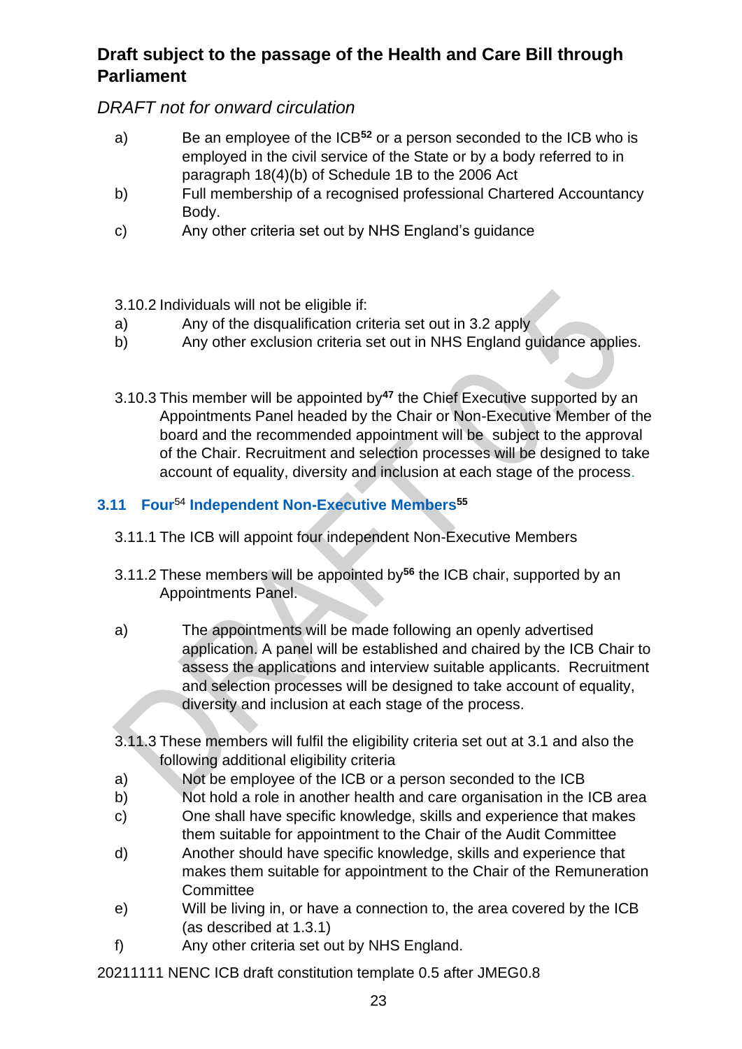a) Be an employee of the ICB[52] or a person seconded to the ICB who is employed in the civil service of the State or by a body referred to in paragraph 18(4)(b) of Schedule 1B to the 2006 Act

b) Full membership of a recognised professional Chartered Accountancy Body.

c) Any other criteria set out by NHS England's guidance

3.10.2 Individuals will not be eligible if:

a) Any of the disqualification criteria set out in 3.2 apply

b) Any other exclusion criteria set out in NHS England guidance applies.

3.10.3 This member will be appointed by[47] the Chief Executive supported by an Appointments Panel headed by the Chair or Non-Executive Member of the board and the recommended appointment will be subject to the approval of the Chair. Recruitment and selection processes will be designed to take account of equality, diversity and inclusion at each stage of the process.

### 3.11 Four[54] Independent Non-Executive Members[55]

3.11.1 The ICB will appoint four independent Non-Executive Members

3.11.2 These members will be appointed by[56] the ICB chair, supported by an Appointments Panel.

a) The appointments will be made following an openly advertised application. A panel will be established and chaired by the ICB Chair to assess the applications and interview suitable applicants. Recruitment and selection processes will be designed to take account of equality, diversity and inclusion at each stage of the process.

3.11.3 These members will fulfil the eligibility criteria set out at 3.1 and also the following additional eligibility criteria

a) Not be employee of the ICB or a person seconded to the ICB

b) Not hold a role in another health and care organisation in the ICB area

c) One shall have specific knowledge, skills and experience that makes them suitable for appointment to the Chair of the Audit Committee

d) Another should have specific knowledge, skills and experience that makes them suitable for appointment to the Chair of the Remuneration Committee

e) Will be living in, or have a connection to, the area covered by the ICB (as described at 1.3.1)

f) Any other criteria set out by NHS England.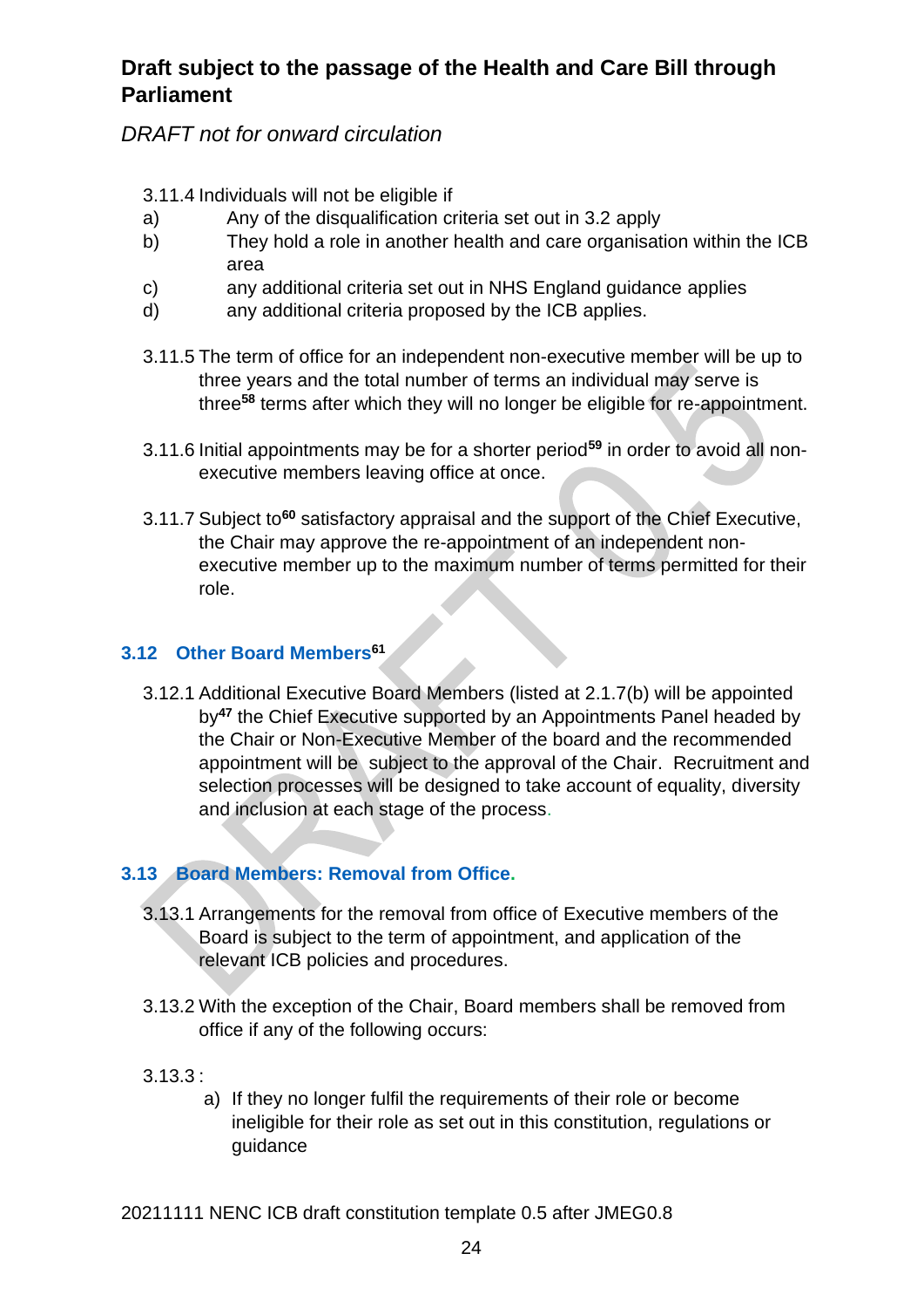3.11.4 Individuals will not be eligible if

a) Any of the disqualification criteria set out in 3.2 apply
b) They hold a role in another health and care organisation within the ICB area
c) any additional criteria set out in NHS England guidance applies
d) any additional criteria proposed by the ICB applies.

3.11.5 The term of office for an independent non-executive member will be up to three years and the total number of terms an individual may serve is three[58] terms after which they will no longer be eligible for re-appointment.

3.11.6 Initial appointments may be for a shorter period[59] in order to avoid all non-executive members leaving office at once.

3.11.7 Subject to[60] satisfactory appraisal and the support of the Chief Executive, the Chair may approve the re-appointment of an independent non-executive member up to the maximum number of terms permitted for their role.

### 3.12 Other Board Members[61]

3.12.1 Additional Executive Board Members (listed at 2.1.7(b) will be appointed by[47] the Chief Executive supported by an Appointments Panel headed by the Chair or Non-Executive Member of the board and the recommended appointment will be subject to the approval of the Chair. Recruitment and selection processes will be designed to take account of equality, diversity and inclusion at each stage of the process.

### 3.13 Board Members: Removal from Office.

3.13.1 Arrangements for the removal from office of Executive members of the Board is subject to the term of appointment, and application of the relevant ICB policies and procedures.

3.13.2 With the exception of the Chair, Board members shall be removed from office if any of the following occurs:

3.13.3 :

a) If they no longer fulfil the requirements of their role or become ineligible for their role as set out in this constitution, regulations or guidance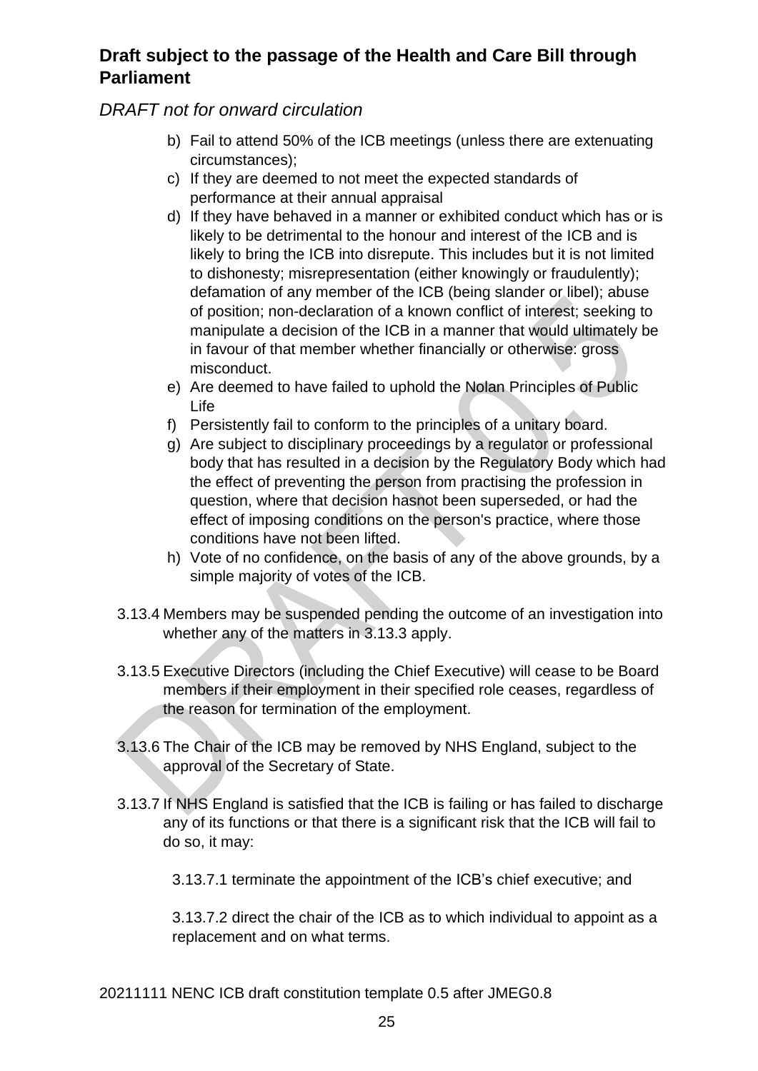b) Fail to attend 50% of the ICB meetings (unless there are extenuating circumstances);
c) If they are deemed to not meet the expected standards of performance at their annual appraisal
d) If they have behaved in a manner or exhibited conduct which has or is likely to be detrimental to the honour and interest of the ICB and is likely to bring the ICB into disrepute. This includes but it is not limited to dishonesty; misrepresentation (either knowingly or fraudulently); defamation of any member of the ICB (being slander or libel); abuse of position; non-declaration of a known conflict of interest; seeking to manipulate a decision of the ICB in a manner that would ultimately be in favour of that member whether financially or otherwise: gross misconduct.
e) Are deemed to have failed to uphold the Nolan Principles of Public Life
f) Persistently fail to conform to the principles of a unitary board.
g) Are subject to disciplinary proceedings by a regulator or professional body that has resulted in a decision by the Regulatory Body which had the effect of preventing the person from practising the profession in question, where that decision hasnot been superseded, or had the effect of imposing conditions on the person's practice, where those conditions have not been lifted.
h) Vote of no confidence, on the basis of any of the above grounds, by a simple majority of votes of the ICB.

3.13.4 Members may be suspended pending the outcome of an investigation into whether any of the matters in 3.13.3 apply.

3.13.5 Executive Directors (including the Chief Executive) will cease to be Board members if their employment in their specified role ceases, regardless of the reason for termination of the employment.

3.13.6 The Chair of the ICB may be removed by NHS England, subject to the approval of the Secretary of State.

3.13.7 If NHS England is satisfied that the ICB is failing or has failed to discharge any of its functions or that there is a significant risk that the ICB will fail to do so, it may:

3.13.7.1 terminate the appointment of the ICB's chief executive; and

3.13.7.2 direct the chair of the ICB as to which individual to appoint as a replacement and on what terms.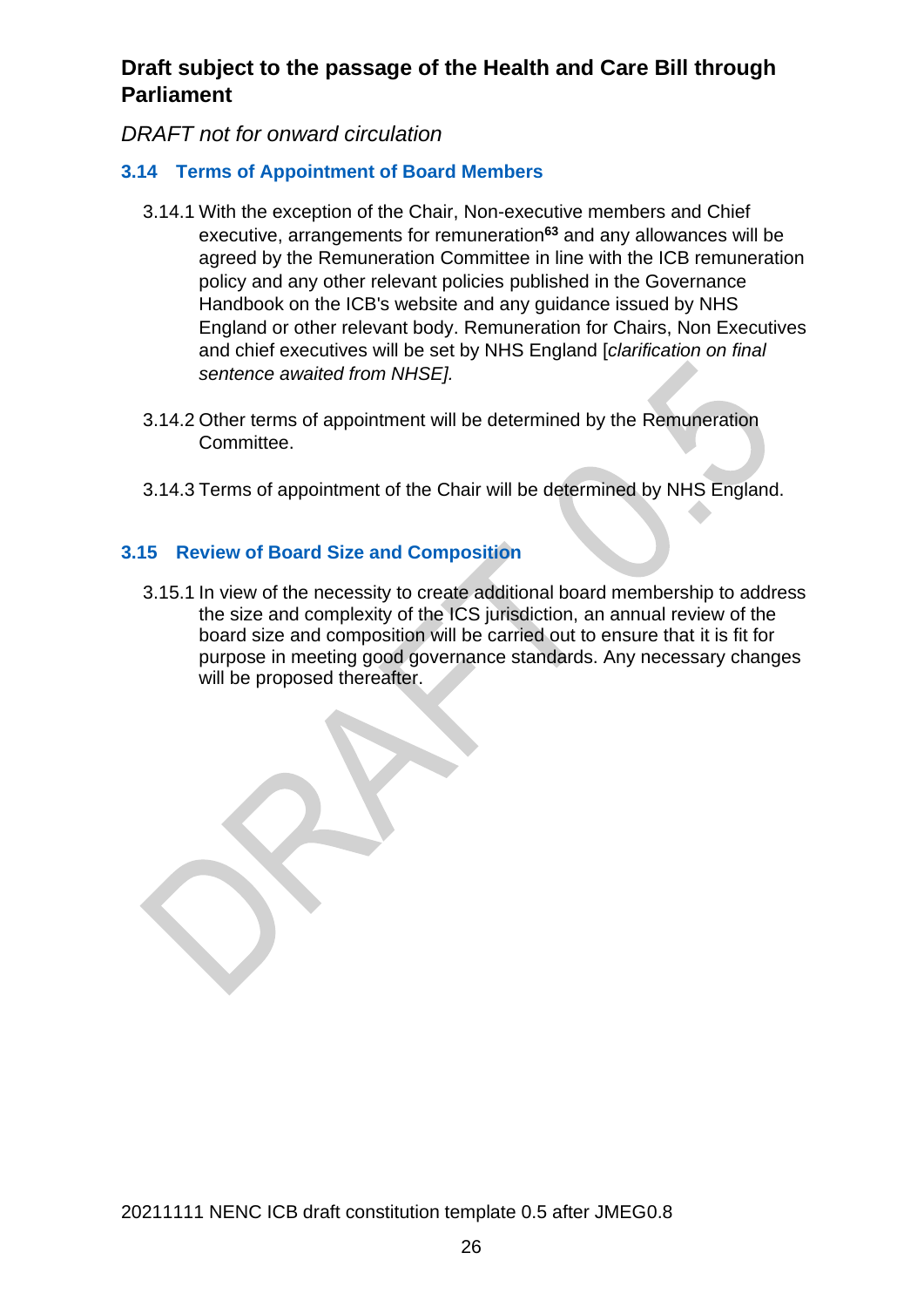## 3.14 Terms of Appointment of Board Members

3.14.1 With the exception of the Chair, Non-executive members and Chief executive, arrangements for remuneration[63] and any allowances will be agreed by the Remuneration Committee in line with the ICB remuneration policy and any other relevant policies published in the Governance Handbook on the ICB's website and any guidance issued by NHS England or other relevant body. Remuneration for Chairs, Non Executives and chief executives will be set by NHS England [*clarification on final sentence awaited from NHSE].*

3.14.2 Other terms of appointment will be determined by the Remuneration Committee.

3.14.3 Terms of appointment of the Chair will be determined by NHS England.

## 3.15 Review of Board Size and Composition

3.15.1 In view of the necessity to create additional board membership to address the size and complexity of the ICS jurisdiction, an annual review of the board size and composition will be carried out to ensure that it is fit for purpose in meeting good governance standards. Any necessary changes will be proposed thereafter.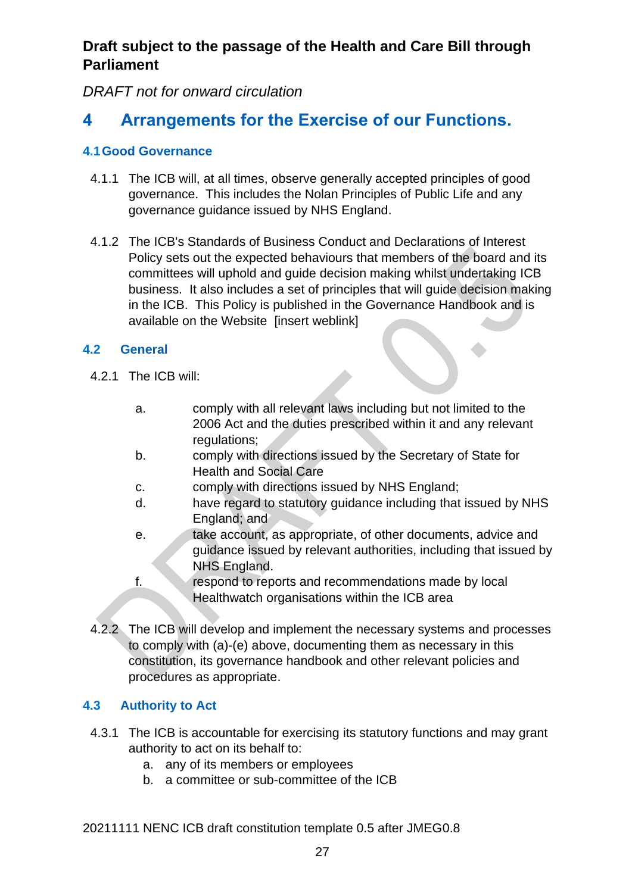**Draft subject to the passage of the Health and Care Bill through Parliament**

*DRAFT not for onward circulation*

# 4 Arrangements for the Exercise of our Functions.

## 4.1 Good Governance

4.1.1 The ICB will, at all times, observe generally accepted principles of good governance. This includes the Nolan Principles of Public Life and any governance guidance issued by NHS England.

4.1.2 The ICB's Standards of Business Conduct and Declarations of Interest Policy sets out the expected behaviours that members of the board and its committees will uphold and guide decision making whilst undertaking ICB business. It also includes a set of principles that will guide decision making in the ICB. This Policy is published in the Governance Handbook and is available on the Website [insert weblink]

## 4.2 General

4.2.1 The ICB will:

a. comply with all relevant laws including but not limited to the 2006 Act and the duties prescribed within it and any relevant regulations;

b. comply with directions issued by the Secretary of State for Health and Social Care

c. comply with directions issued by NHS England;

d. have regard to statutory guidance including that issued by NHS England; and

e. take account, as appropriate, of other documents, advice and guidance issued by relevant authorities, including that issued by NHS England.

f. respond to reports and recommendations made by local Healthwatch organisations within the ICB area

4.2.2 The ICB will develop and implement the necessary systems and processes to comply with (a)-(e) above, documenting them as necessary in this constitution, its governance handbook and other relevant policies and procedures as appropriate.

## 4.3 Authority to Act

4.3.1 The ICB is accountable for exercising its statutory functions and may grant authority to act on its behalf to:

a. any of its members or employees
b. a committee or sub-committee of the ICB

20211111 NENC ICB draft constitution template 0.5 after JMEG0.8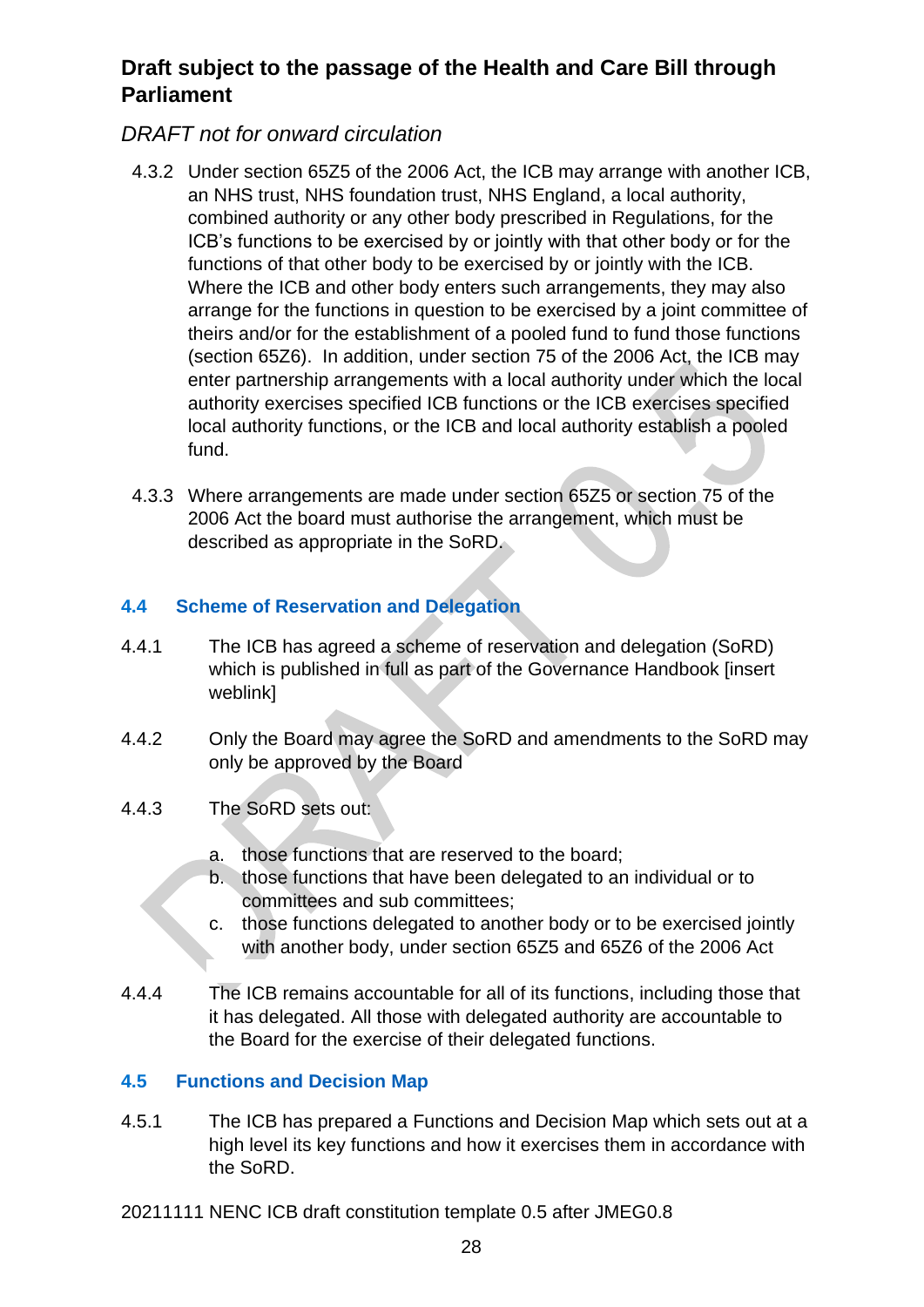4.3.2 Under section 65Z5 of the 2006 Act, the ICB may arrange with another ICB, an NHS trust, NHS foundation trust, NHS England, a local authority, combined authority or any other body prescribed in Regulations, for the ICB's functions to be exercised by or jointly with that other body or for the functions of that other body to be exercised by or jointly with the ICB. Where the ICB and other body enters such arrangements, they may also arrange for the functions in question to be exercised by a joint committee of theirs and/or for the establishment of a pooled fund to fund those functions (section 65Z6). In addition, under section 75 of the 2006 Act, the ICB may enter partnership arrangements with a local authority under which the local authority exercises specified ICB functions or the ICB exercises specified local authority functions, or the ICB and local authority establish a pooled fund.

4.3.3 Where arrangements are made under section 65Z5 or section 75 of the 2006 Act the board must authorise the arrangement, which must be described as appropriate in the SoRD.

## 4.4 Scheme of Reservation and Delegation

4.4.1 The ICB has agreed a scheme of reservation and delegation (SoRD) which is published in full as part of the Governance Handbook [insert weblink]

4.4.2 Only the Board may agree the SoRD and amendments to the SoRD may only be approved by the Board

4.4.3 The SoRD sets out:

a. those functions that are reserved to the board;
b. those functions that have been delegated to an individual or to committees and sub committees;
c. those functions delegated to another body or to be exercised jointly with another body, under section 65Z5 and 65Z6 of the 2006 Act

4.4.4 The ICB remains accountable for all of its functions, including those that it has delegated. All those with delegated authority are accountable to the Board for the exercise of their delegated functions.

## 4.5 Functions and Decision Map

4.5.1 The ICB has prepared a Functions and Decision Map which sets out at a high level its key functions and how it exercises them in accordance with the SoRD.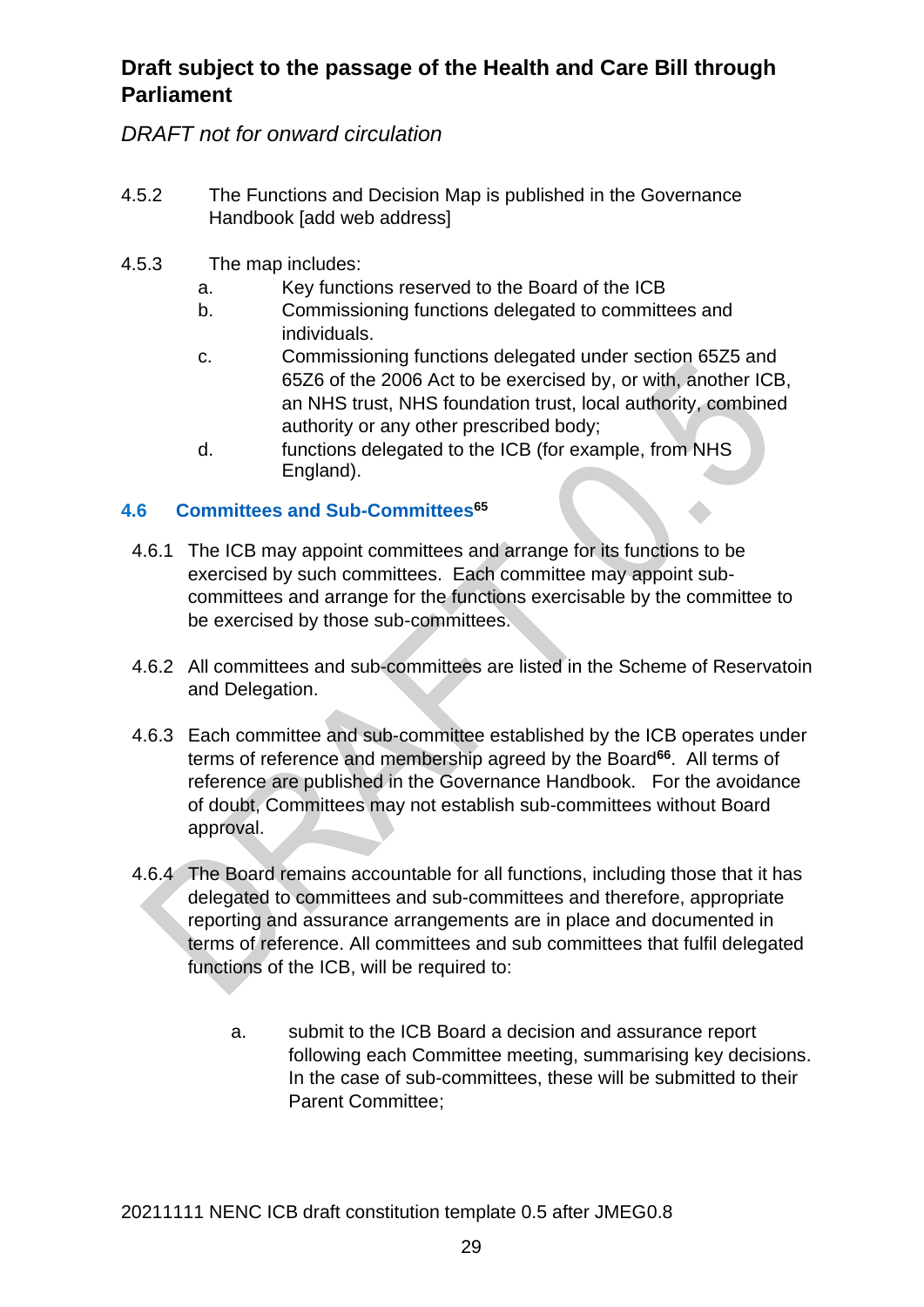4.5.2 The Functions and Decision Map is published in the Governance Handbook [add web address]

4.5.3 The map includes:

a. Key functions reserved to the Board of the ICB
b. Commissioning functions delegated to committees and individuals.
c. Commissioning functions delegated under section 65Z5 and 65Z6 of the 2006 Act to be exercised by, or with, another ICB, an NHS trust, NHS foundation trust, local authority, combined authority or any other prescribed body;
d. functions delegated to the ICB (for example, from NHS England).

### 4.6 Committees and Sub-Committees[65]

4.6.1 The ICB may appoint committees and arrange for its functions to be exercised by such committees. Each committee may appoint sub-committees and arrange for the functions exercisable by the committee to be exercised by those sub-committees.

4.6.2 All committees and sub-committees are listed in the Scheme of Reservatoin and Delegation.

4.6.3 Each committee and sub-committee established by the ICB operates under terms of reference and membership agreed by the Board[66]. All terms of reference are published in the Governance Handbook. For the avoidance of doubt, Committees may not establish sub-committees without Board approval.

4.6.4 The Board remains accountable for all functions, including those that it has delegated to committees and sub-committees and therefore, appropriate reporting and assurance arrangements are in place and documented in terms of reference. All committees and sub committees that fulfil delegated functions of the ICB, will be required to:

a. submit to the ICB Board a decision and assurance report following each Committee meeting, summarising key decisions. In the case of sub-committees, these will be submitted to their Parent Committee;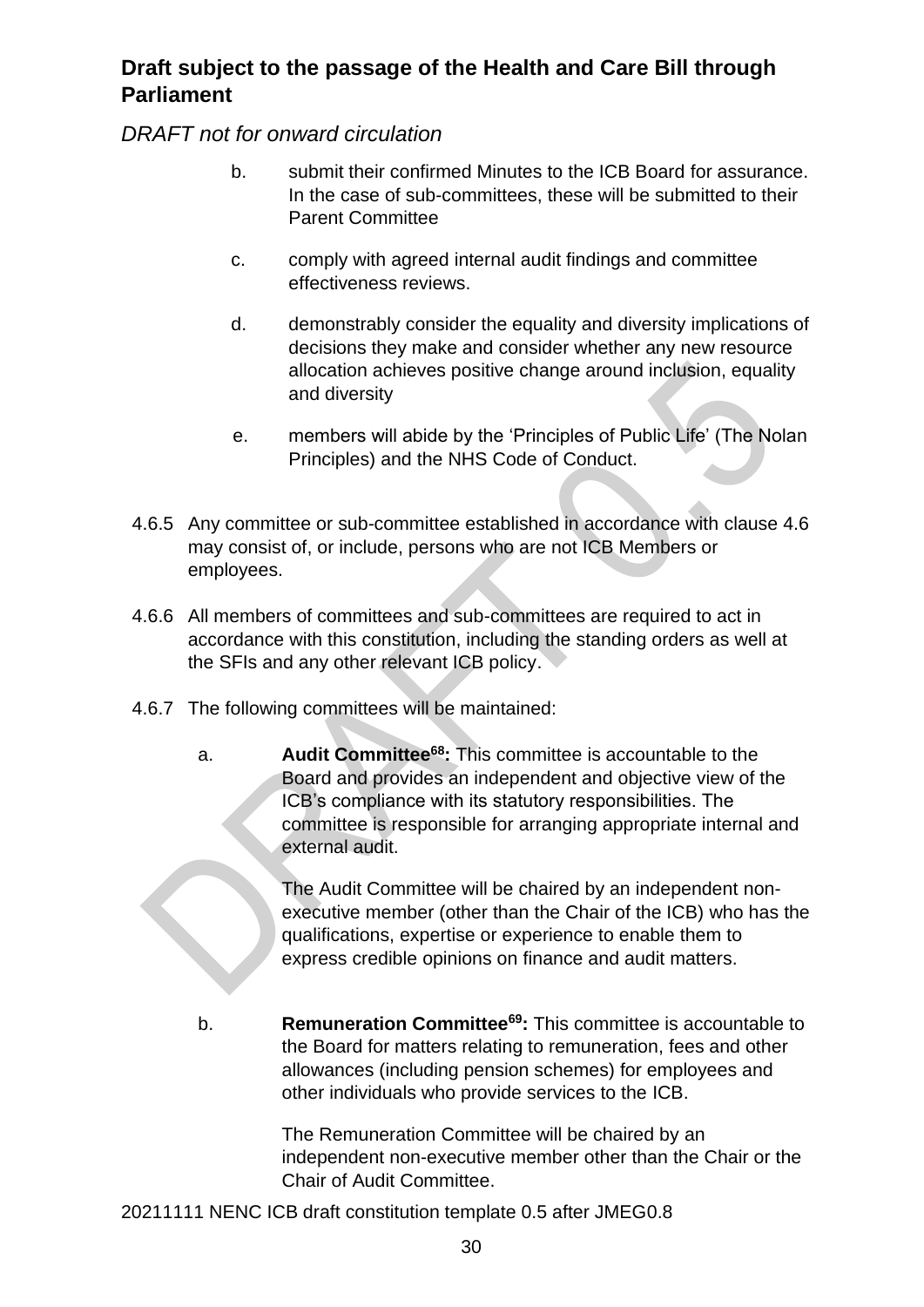b. submit their confirmed Minutes to the ICB Board for assurance. In the case of sub-committees, these will be submitted to their Parent Committee

c. comply with agreed internal audit findings and committee effectiveness reviews.

d. demonstrably consider the equality and diversity implications of decisions they make and consider whether any new resource allocation achieves positive change around inclusion, equality and diversity

e. members will abide by the 'Principles of Public Life' (The Nolan Principles) and the NHS Code of Conduct.

4.6.5 Any committee or sub-committee established in accordance with clause 4.6 may consist of, or include, persons who are not ICB Members or employees.

4.6.6 All members of committees and sub-committees are required to act in accordance with this constitution, including the standing orders as well at the SFIs and any other relevant ICB policy.

4.6.7 The following committees will be maintained:

a. **Audit Committee[68]:** This committee is accountable to the Board and provides an independent and objective view of the ICB's compliance with its statutory responsibilities. The committee is responsible for arranging appropriate internal and external audit.

   The Audit Committee will be chaired by an independent non-executive member (other than the Chair of the ICB) who has the qualifications, expertise or experience to enable them to express credible opinions on finance and audit matters.

b. **Remuneration Committee[69]:** This committee is accountable to the Board for matters relating to remuneration, fees and other allowances (including pension schemes) for employees and other individuals who provide services to the ICB.

   The Remuneration Committee will be chaired by an independent non-executive member other than the Chair or the Chair of Audit Committee.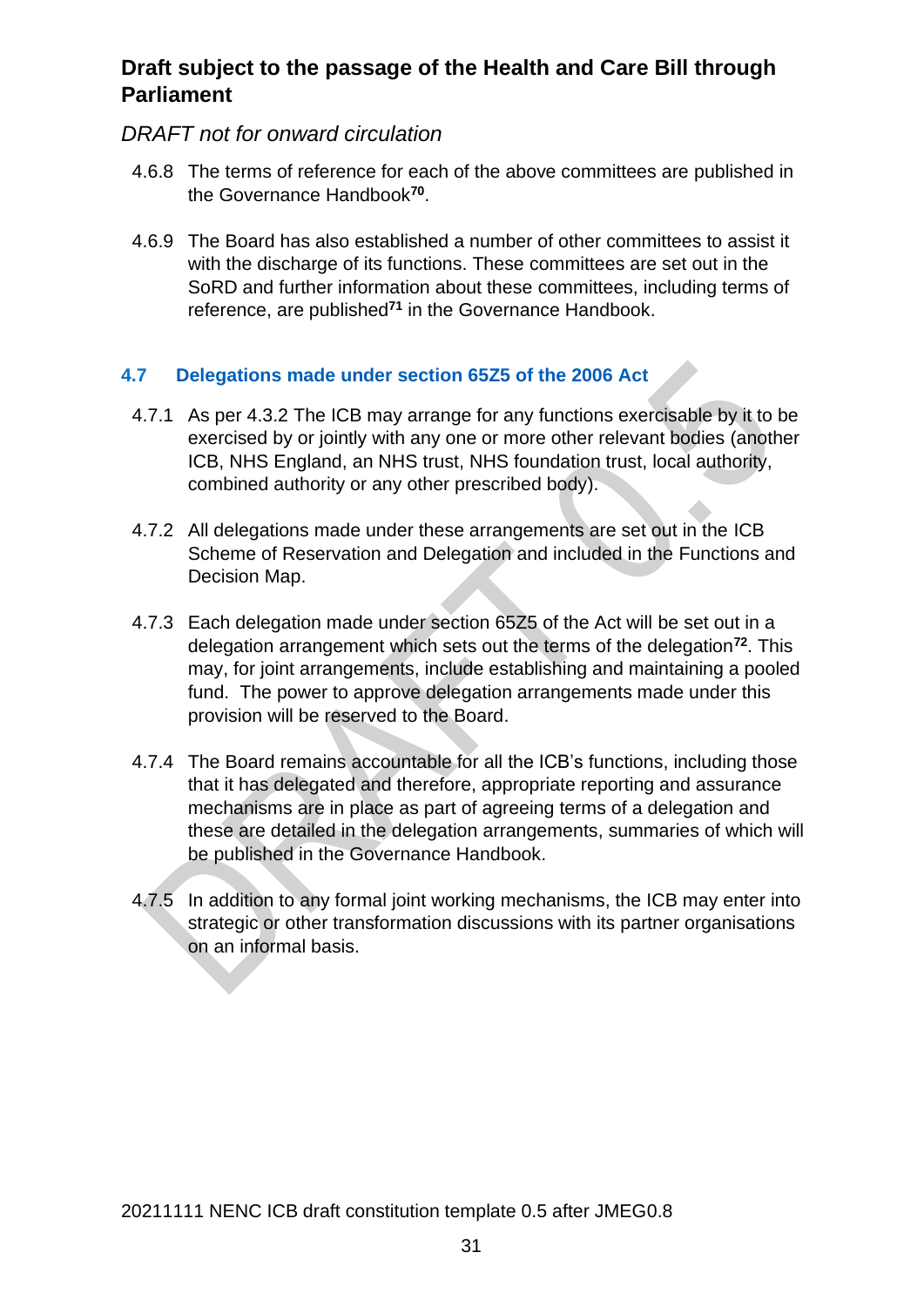**Draft subject to the passage of the Health and Care Bill through Parliament**

*DRAFT not for onward circulation*

4.6.8 The terms of reference for each of the above committees are published in the Governance Handbook[70].

4.6.9 The Board has also established a number of other committees to assist it with the discharge of its functions. These committees are set out in the SoRD and further information about these committees, including terms of reference, are published[71] in the Governance Handbook.

### 4.7 Delegations made under section 65Z5 of the 2006 Act

4.7.1 As per 4.3.2 The ICB may arrange for any functions exercisable by it to be exercised by or jointly with any one or more other relevant bodies (another ICB, NHS England, an NHS trust, NHS foundation trust, local authority, combined authority or any other prescribed body).

4.7.2 All delegations made under these arrangements are set out in the ICB Scheme of Reservation and Delegation and included in the Functions and Decision Map.

4.7.3 Each delegation made under section 65Z5 of the Act will be set out in a delegation arrangement which sets out the terms of the delegation[72]. This may, for joint arrangements, include establishing and maintaining a pooled fund. The power to approve delegation arrangements made under this provision will be reserved to the Board.

4.7.4 The Board remains accountable for all the ICB's functions, including those that it has delegated and therefore, appropriate reporting and assurance mechanisms are in place as part of agreeing terms of a delegation and these are detailed in the delegation arrangements, summaries of which will be published in the Governance Handbook.

4.7.5 In addition to any formal joint working mechanisms, the ICB may enter into strategic or other transformation discussions with its partner organisations on an informal basis.

20211111 NENC ICB draft constitution template 0.5 after JMEG0.8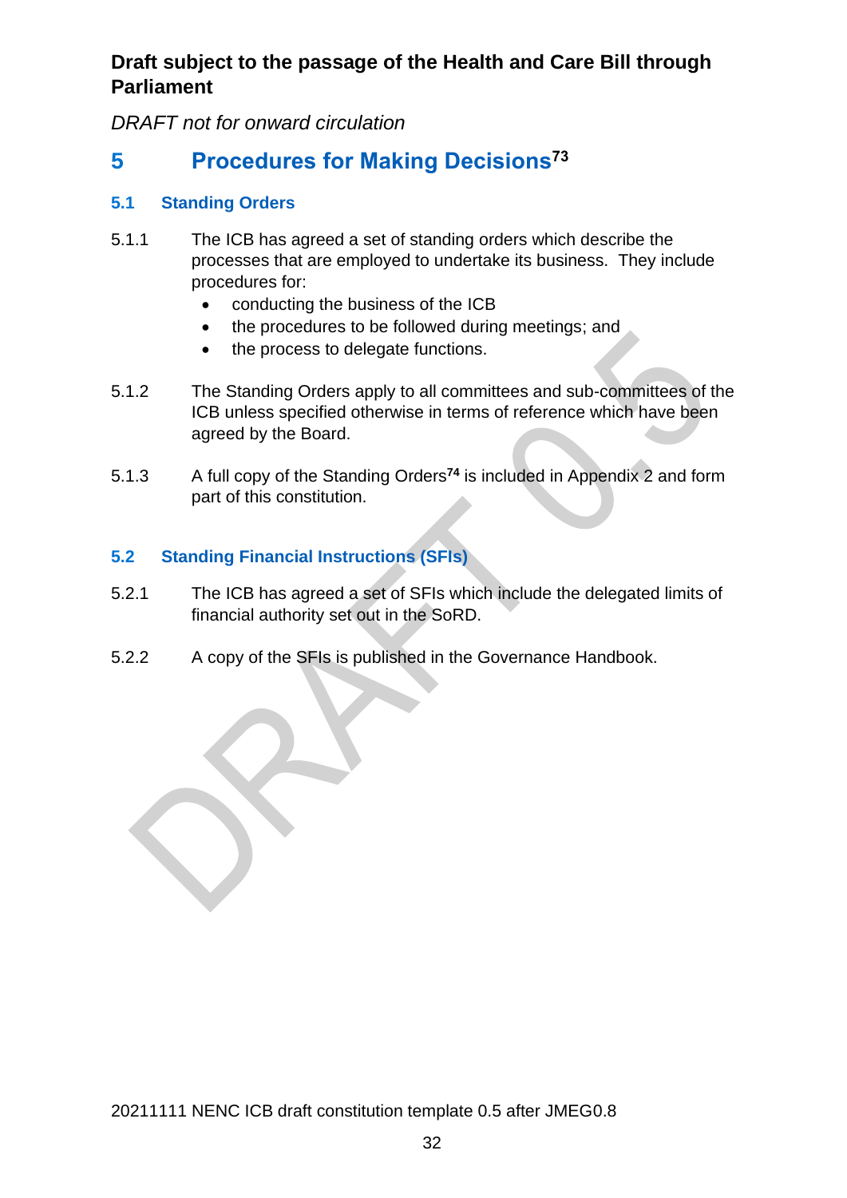**Draft subject to the passage of the Health and Care Bill through Parliament**

*DRAFT not for onward circulation*

# 5 Procedures for Making Decisions[73]

## 5.1 Standing Orders

5.1.1 The ICB has agreed a set of standing orders which describe the processes that are employed to undertake its business. They include procedures for:

- conducting the business of the ICB
- the procedures to be followed during meetings; and
- the process to delegate functions.

5.1.2 The Standing Orders apply to all committees and sub-committees of the ICB unless specified otherwise in terms of reference which have been agreed by the Board.

5.1.3 A full copy of the Standing Orders[74] is included in Appendix 2 and form part of this constitution.

## 5.2 Standing Financial Instructions (SFIs)

5.2.1 The ICB has agreed a set of SFIs which include the delegated limits of financial authority set out in the SoRD.

5.2.2 A copy of the SFIs is published in the Governance Handbook.

20211111 NENC ICB draft constitution template 0.5 after JMEG0.8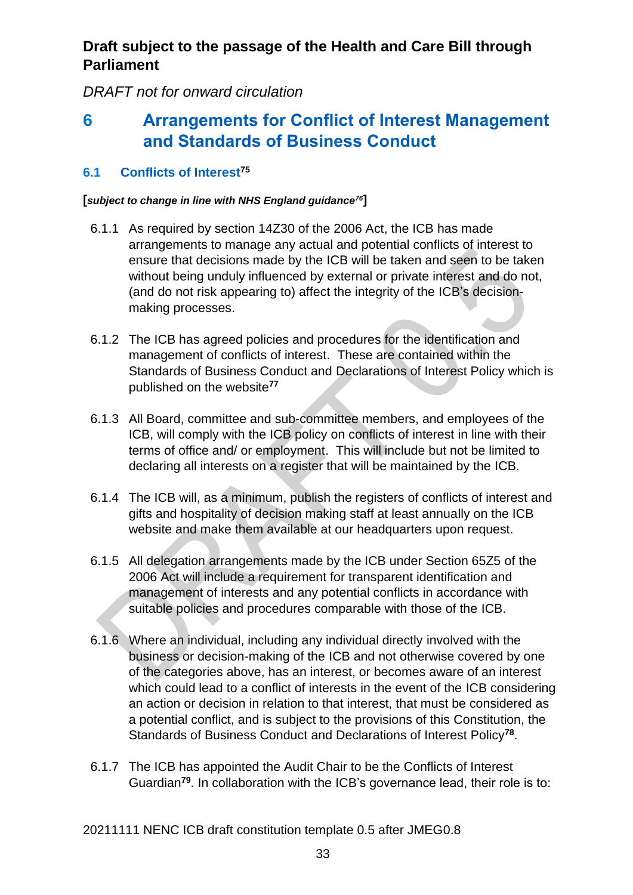**Draft subject to the passage of the Health and Care Bill through Parliament**

*DRAFT not for onward circulation*

# 6 Arrangements for Conflict of Interest Management and Standards of Business Conduct

## 6.1 Conflicts of Interest[75]

**[*subject to change in line with NHS England guidance[76]*]**

6.1.1 As required by section 14Z30 of the 2006 Act, the ICB has made arrangements to manage any actual and potential conflicts of interest to ensure that decisions made by the ICB will be taken and seen to be taken without being unduly influenced by external or private interest and do not, (and do not risk appearing to) affect the integrity of the ICB's decision-making processes.

6.1.2 The ICB has agreed policies and procedures for the identification and management of conflicts of interest. These are contained within the Standards of Business Conduct and Declarations of Interest Policy which is published on the website[77]

6.1.3 All Board, committee and sub-committee members, and employees of the ICB, will comply with the ICB policy on conflicts of interest in line with their terms of office and/ or employment. This will include but not be limited to declaring all interests on a register that will be maintained by the ICB.

6.1.4 The ICB will, as a minimum, publish the registers of conflicts of interest and gifts and hospitality of decision making staff at least annually on the ICB website and make them available at our headquarters upon request.

6.1.5 All delegation arrangements made by the ICB under Section 65Z5 of the 2006 Act will include a requirement for transparent identification and management of interests and any potential conflicts in accordance with suitable policies and procedures comparable with those of the ICB.

6.1.6 Where an individual, including any individual directly involved with the business or decision-making of the ICB and not otherwise covered by one of the categories above, has an interest, or becomes aware of an interest which could lead to a conflict of interests in the event of the ICB considering an action or decision in relation to that interest, that must be considered as a potential conflict, and is subject to the provisions of this Constitution, the Standards of Business Conduct and Declarations of Interest Policy[78].

6.1.7 The ICB has appointed the Audit Chair to be the Conflicts of Interest Guardian[79]. In collaboration with the ICB's governance lead, their role is to: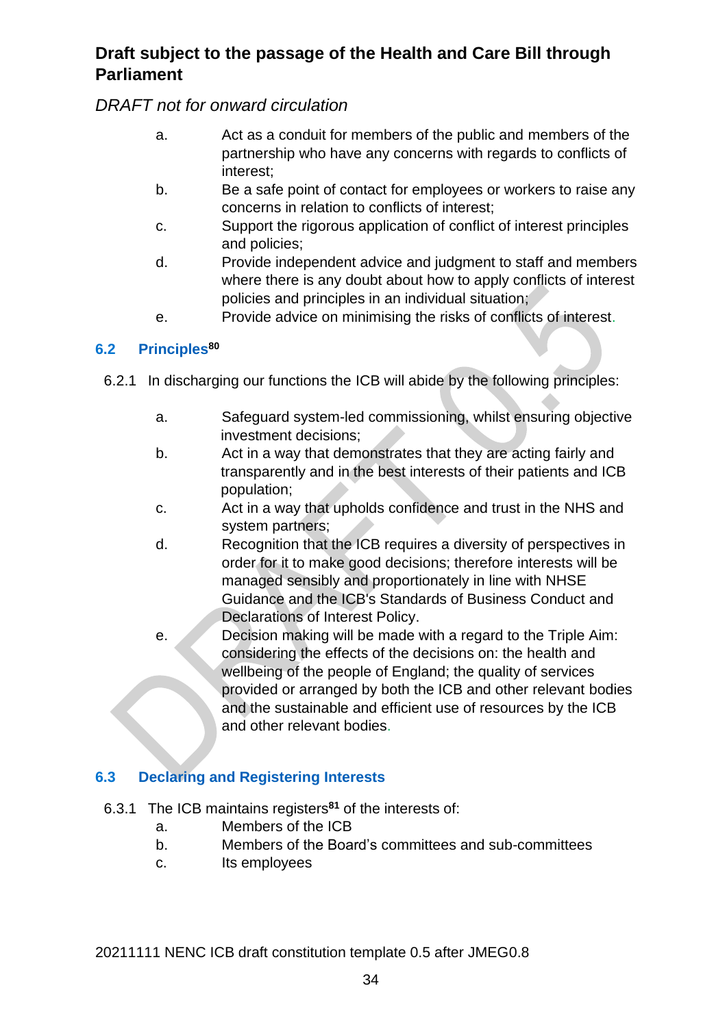a. Act as a conduit for members of the public and members of the partnership who have any concerns with regards to conflicts of interest;
b. Be a safe point of contact for employees or workers to raise any concerns in relation to conflicts of interest;
c. Support the rigorous application of conflict of interest principles and policies;
d. Provide independent advice and judgment to staff and members where there is any doubt about how to apply conflicts of interest policies and principles in an individual situation;
e. Provide advice on minimising the risks of conflicts of interest.

### 6.2 Principles[80]

6.2.1 In discharging our functions the ICB will abide by the following principles:

a. Safeguard system-led commissioning, whilst ensuring objective investment decisions;
b. Act in a way that demonstrates that they are acting fairly and transparently and in the best interests of their patients and ICB population;
c. Act in a way that upholds confidence and trust in the NHS and system partners;
d. Recognition that the ICB requires a diversity of perspectives in order for it to make good decisions; therefore interests will be managed sensibly and proportionately in line with NHSE Guidance and the ICB's Standards of Business Conduct and Declarations of Interest Policy.
e. Decision making will be made with a regard to the Triple Aim: considering the effects of the decisions on: the health and wellbeing of the people of England; the quality of services provided or arranged by both the ICB and other relevant bodies and the sustainable and efficient use of resources by the ICB and other relevant bodies.

### 6.3 Declaring and Registering Interests

6.3.1 The ICB maintains registers[81] of the interests of:
a. Members of the ICB
b. Members of the Board's committees and sub-committees
c. Its employees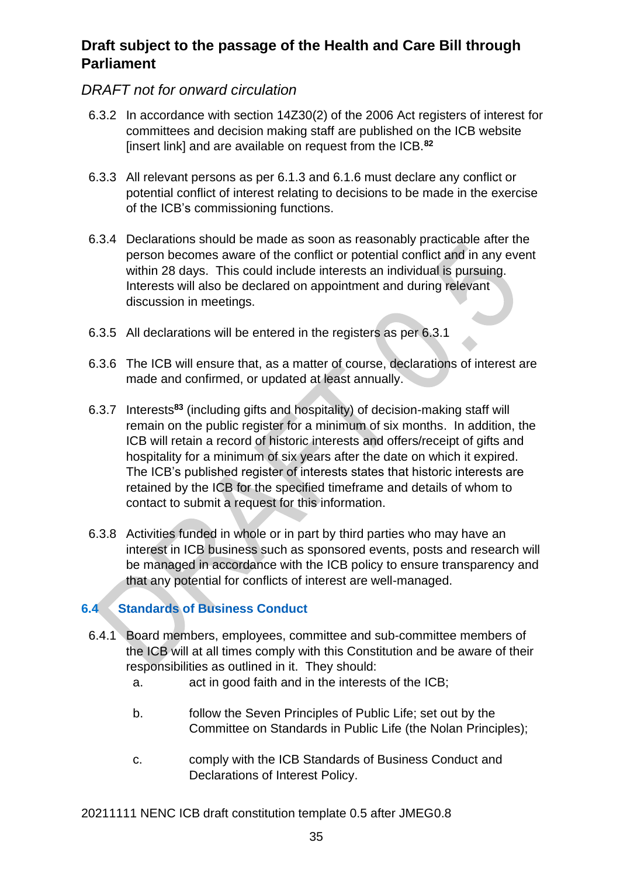6.3.2 In accordance with section 14Z30(2) of the 2006 Act registers of interest for committees and decision making staff are published on the ICB website [insert link] and are available on request from the ICB.[82]

6.3.3 All relevant persons as per 6.1.3 and 6.1.6 must declare any conflict or potential conflict of interest relating to decisions to be made in the exercise of the ICB's commissioning functions.

6.3.4 Declarations should be made as soon as reasonably practicable after the person becomes aware of the conflict or potential conflict and in any event within 28 days. This could include interests an individual is pursuing. Interests will also be declared on appointment and during relevant discussion in meetings.

6.3.5 All declarations will be entered in the registers as per 6.3.1

6.3.6 The ICB will ensure that, as a matter of course, declarations of interest are made and confirmed, or updated at least annually.

6.3.7 Interests[83] (including gifts and hospitality) of decision-making staff will remain on the public register for a minimum of six months. In addition, the ICB will retain a record of historic interests and offers/receipt of gifts and hospitality for a minimum of six years after the date on which it expired. The ICB's published register of interests states that historic interests are retained by the ICB for the specified timeframe and details of whom to contact to submit a request for this information.

6.3.8 Activities funded in whole or in part by third parties who may have an interest in ICB business such as sponsored events, posts and research will be managed in accordance with the ICB policy to ensure transparency and that any potential for conflicts of interest are well-managed.

### 6.4 Standards of Business Conduct

6.4.1 Board members, employees, committee and sub-committee members of the ICB will at all times comply with this Constitution and be aware of their responsibilities as outlined in it. They should:

a. act in good faith and in the interests of the ICB;

b. follow the Seven Principles of Public Life; set out by the Committee on Standards in Public Life (the Nolan Principles);

c. comply with the ICB Standards of Business Conduct and Declarations of Interest Policy.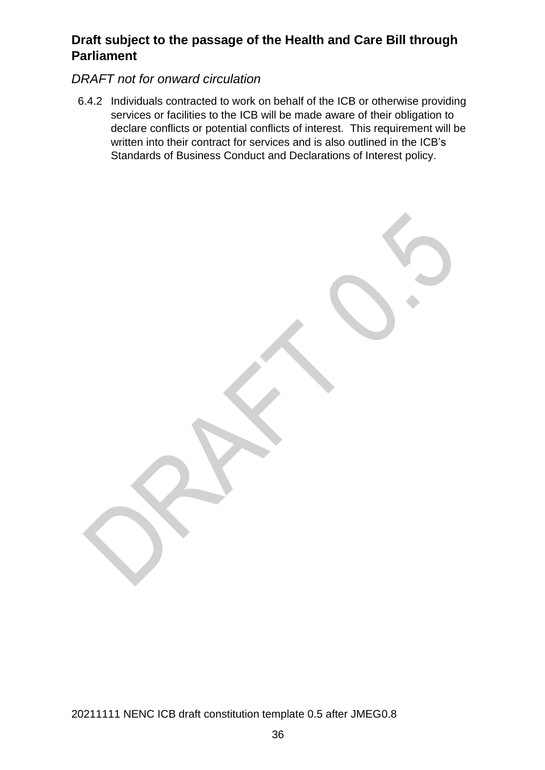6.4.2 Individuals contracted to work on behalf of the ICB or otherwise providing services or facilities to the ICB will be made aware of their obligation to declare conflicts or potential conflicts of interest. This requirement will be written into their contract for services and is also outlined in the ICB's Standards of Business Conduct and Declarations of Interest policy.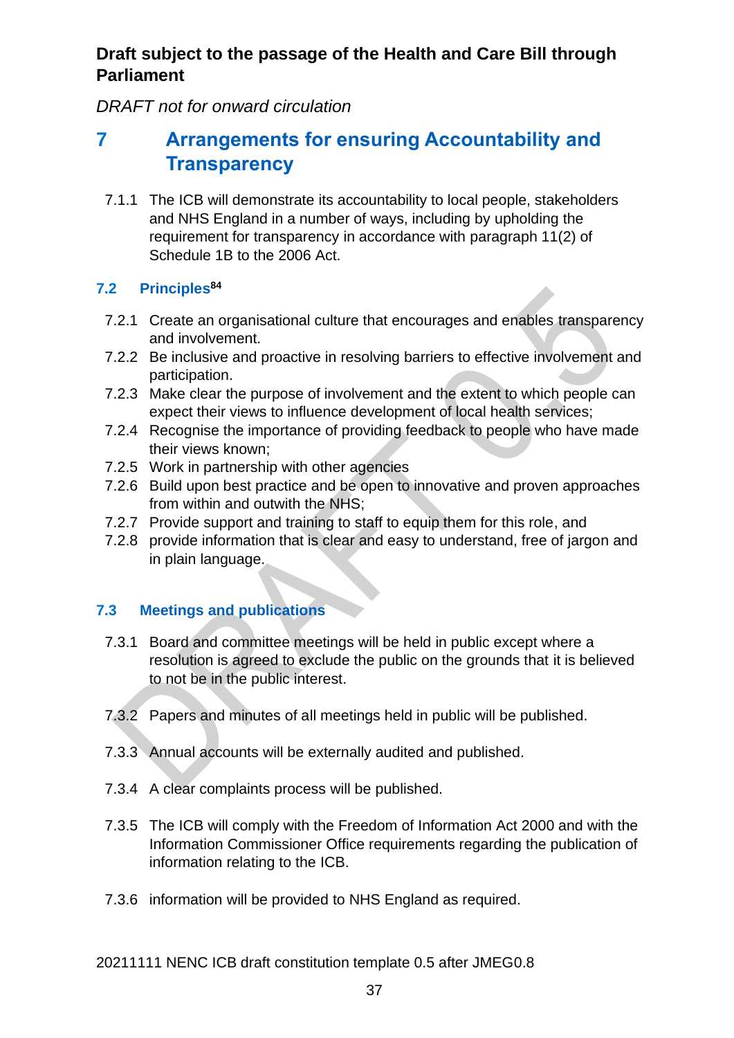**Draft subject to the passage of the Health and Care Bill through Parliament**

*DRAFT not for onward circulation*

# 7 Arrangements for ensuring Accountability and Transparency

7.1.1 The ICB will demonstrate its accountability to local people, stakeholders and NHS England in a number of ways, including by upholding the requirement for transparency in accordance with paragraph 11(2) of Schedule 1B to the 2006 Act.

## 7.2 Principles[84]

7.2.1 Create an organisational culture that encourages and enables transparency and involvement.

7.2.2 Be inclusive and proactive in resolving barriers to effective involvement and participation.

7.2.3 Make clear the purpose of involvement and the extent to which people can expect their views to influence development of local health services;

7.2.4 Recognise the importance of providing feedback to people who have made their views known;

7.2.5 Work in partnership with other agencies

7.2.6 Build upon best practice and be open to innovative and proven approaches from within and outwith the NHS;

7.2.7 Provide support and training to staff to equip them for this role, and

7.2.8 provide information that is clear and easy to understand, free of jargon and in plain language.

## 7.3 Meetings and publications

7.3.1 Board and committee meetings will be held in public except where a resolution is agreed to exclude the public on the grounds that it is believed to not be in the public interest.

7.3.2 Papers and minutes of all meetings held in public will be published.

7.3.3 Annual accounts will be externally audited and published.

7.3.4 A clear complaints process will be published.

7.3.5 The ICB will comply with the Freedom of Information Act 2000 and with the Information Commissioner Office requirements regarding the publication of information relating to the ICB.

7.3.6 information will be provided to NHS England as required.

20211111 NENC ICB draft constitution template 0.5 after JMEG0.8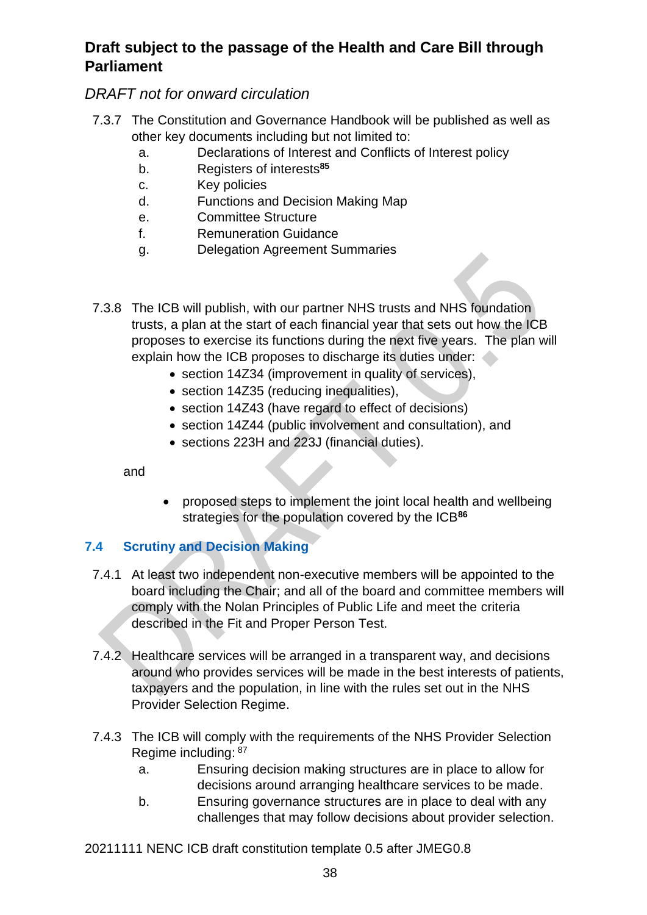**Draft subject to the passage of the Health and Care Bill through Parliament**

*DRAFT not for onward circulation*

7.3.7 The Constitution and Governance Handbook will be published as well as other key documents including but not limited to:

a. Declarations of Interest and Conflicts of Interest policy
b. Registers of interests[85]
c. Key policies
d. Functions and Decision Making Map
e. Committee Structure
f. Remuneration Guidance
g. Delegation Agreement Summaries

7.3.8 The ICB will publish, with our partner NHS trusts and NHS foundation trusts, a plan at the start of each financial year that sets out how the ICB proposes to exercise its functions during the next five years. The plan will explain how the ICB proposes to discharge its duties under:

- section 14Z34 (improvement in quality of services),
- section 14Z35 (reducing inequalities),
- section 14Z43 (have regard to effect of decisions)
- section 14Z44 (public involvement and consultation), and
- sections 223H and 223J (financial duties).

and

- proposed steps to implement the joint local health and wellbeing strategies for the population covered by the ICB[86]

## 7.4 Scrutiny and Decision Making

7.4.1 At least two independent non-executive members will be appointed to the board including the Chair; and all of the board and committee members will comply with the Nolan Principles of Public Life and meet the criteria described in the Fit and Proper Person Test.

7.4.2 Healthcare services will be arranged in a transparent way, and decisions around who provides services will be made in the best interests of patients, taxpayers and the population, in line with the rules set out in the NHS Provider Selection Regime.

7.4.3 The ICB will comply with the requirements of the NHS Provider Selection Regime including: [87]

a. Ensuring decision making structures are in place to allow for decisions around arranging healthcare services to be made.
b. Ensuring governance structures are in place to deal with any challenges that may follow decisions about provider selection.

20211111 NENC ICB draft constitution template 0.5 after JMEG0.8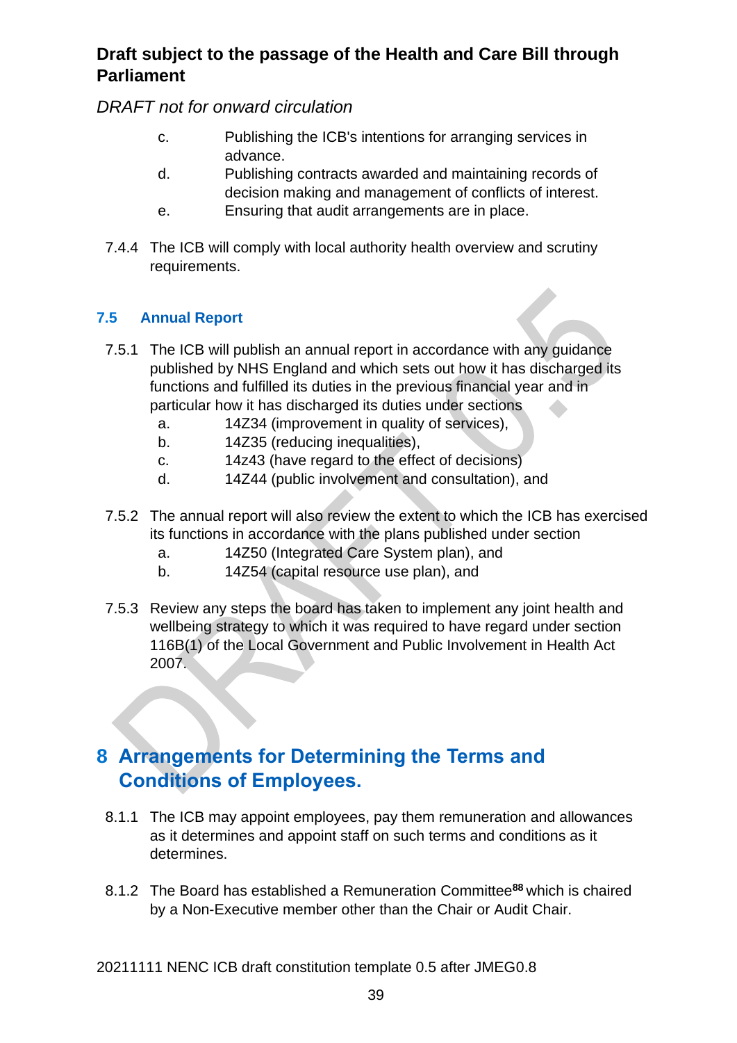**Draft subject to the passage of the Health and Care Bill through Parliament**

*DRAFT not for onward circulation*

c. Publishing the ICB's intentions for arranging services in advance.
d. Publishing contracts awarded and maintaining records of decision making and management of conflicts of interest.
e. Ensuring that audit arrangements are in place.

7.4.4 The ICB will comply with local authority health overview and scrutiny requirements.

### 7.5 Annual Report

7.5.1 The ICB will publish an annual report in accordance with any guidance published by NHS England and which sets out how it has discharged its functions and fulfilled its duties in the previous financial year and in particular how it has discharged its duties under sections

a. 14Z34 (improvement in quality of services),
b. 14Z35 (reducing inequalities),
c. 14z43 (have regard to the effect of decisions)
d. 14Z44 (public involvement and consultation), and

7.5.2 The annual report will also review the extent to which the ICB has exercised its functions in accordance with the plans published under section

a. 14Z50 (Integrated Care System plan), and
b. 14Z54 (capital resource use plan), and

7.5.3 Review any steps the board has taken to implement any joint health and wellbeing strategy to which it was required to have regard under section 116B(1) of the Local Government and Public Involvement in Health Act 2007.

## 8 Arrangements for Determining the Terms and Conditions of Employees.

8.1.1 The ICB may appoint employees, pay them remuneration and allowances as it determines and appoint staff on such terms and conditions as it determines.

8.1.2 The Board has established a Remuneration Committee[88] which is chaired by a Non-Executive member other than the Chair or Audit Chair.

20211111 NENC ICB draft constitution template 0.5 after JMEG0.8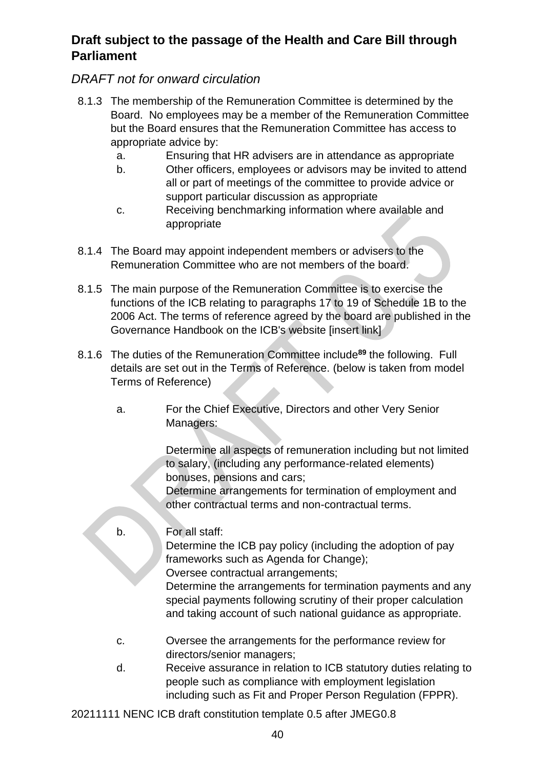**Draft subject to the passage of the Health and Care Bill through Parliament**

*DRAFT not for onward circulation*

8.1.3 The membership of the Remuneration Committee is determined by the Board. No employees may be a member of the Remuneration Committee but the Board ensures that the Remuneration Committee has access to appropriate advice by:

a. Ensuring that HR advisers are in attendance as appropriate
b. Other officers, employees or advisors may be invited to attend all or part of meetings of the committee to provide advice or support particular discussion as appropriate
c. Receiving benchmarking information where available and appropriate

8.1.4 The Board may appoint independent members or advisers to the Remuneration Committee who are not members of the board.

8.1.5 The main purpose of the Remuneration Committee is to exercise the functions of the ICB relating to paragraphs 17 to 19 of Schedule 1B to the 2006 Act. The terms of reference agreed by the board are published in the Governance Handbook on the ICB's website [insert link]

8.1.6 The duties of the Remuneration Committee include[89] the following. Full details are set out in the Terms of Reference. (below is taken from model Terms of Reference)

a. For the Chief Executive, Directors and other Very Senior Managers:

Determine all aspects of remuneration including but not limited to salary, (including any performance-related elements) bonuses, pensions and cars;
Determine arrangements for termination of employment and other contractual terms and non-contractual terms.

b. For all staff:
Determine the ICB pay policy (including the adoption of pay frameworks such as Agenda for Change);
Oversee contractual arrangements;
Determine the arrangements for termination payments and any special payments following scrutiny of their proper calculation and taking account of such national guidance as appropriate.

c. Oversee the arrangements for the performance review for directors/senior managers;
d. Receive assurance in relation to ICB statutory duties relating to people such as compliance with employment legislation including such as Fit and Proper Person Regulation (FPPR).

20211111 NENC ICB draft constitution template 0.5 after JMEG0.8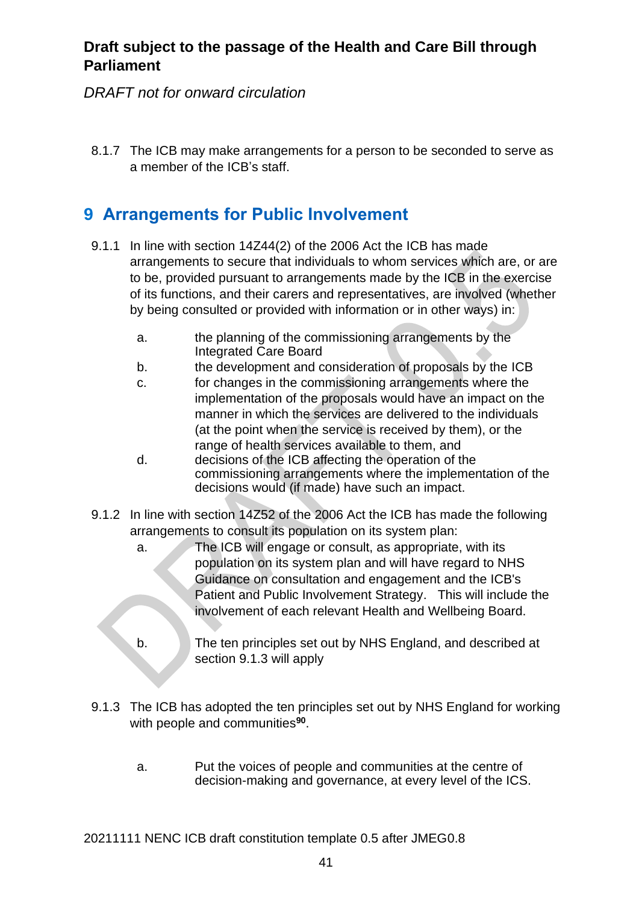8.1.7 The ICB may make arrangements for a person to be seconded to serve as a member of the ICB's staff.

## 9 Arrangements for Public Involvement

9.1.1 In line with section 14Z44(2) of the 2006 Act the ICB has made arrangements to secure that individuals to whom services which are, or are to be, provided pursuant to arrangements made by the ICB in the exercise of its functions, and their carers and representatives, are involved (whether by being consulted or provided with information or in other ways) in:

a. the planning of the commissioning arrangements by the Integrated Care Board

b. the development and consideration of proposals by the ICB

c. for changes in the commissioning arrangements where the implementation of the proposals would have an impact on the manner in which the services are delivered to the individuals (at the point when the service is received by them), or the range of health services available to them, and

d. decisions of the ICB affecting the operation of the commissioning arrangements where the implementation of the decisions would (if made) have such an impact.

9.1.2 In line with section 14Z52 of the 2006 Act the ICB has made the following arrangements to consult its population on its system plan:

a. The ICB will engage or consult, as appropriate, with its population on its system plan and will have regard to NHS Guidance on consultation and engagement and the ICB's Patient and Public Involvement Strategy. This will include the involvement of each relevant Health and Wellbeing Board.

b. The ten principles set out by NHS England, and described at section 9.1.3 will apply

9.1.3 The ICB has adopted the ten principles set out by NHS England for working with people and communities[90].

a. Put the voices of people and communities at the centre of decision-making and governance, at every level of the ICS.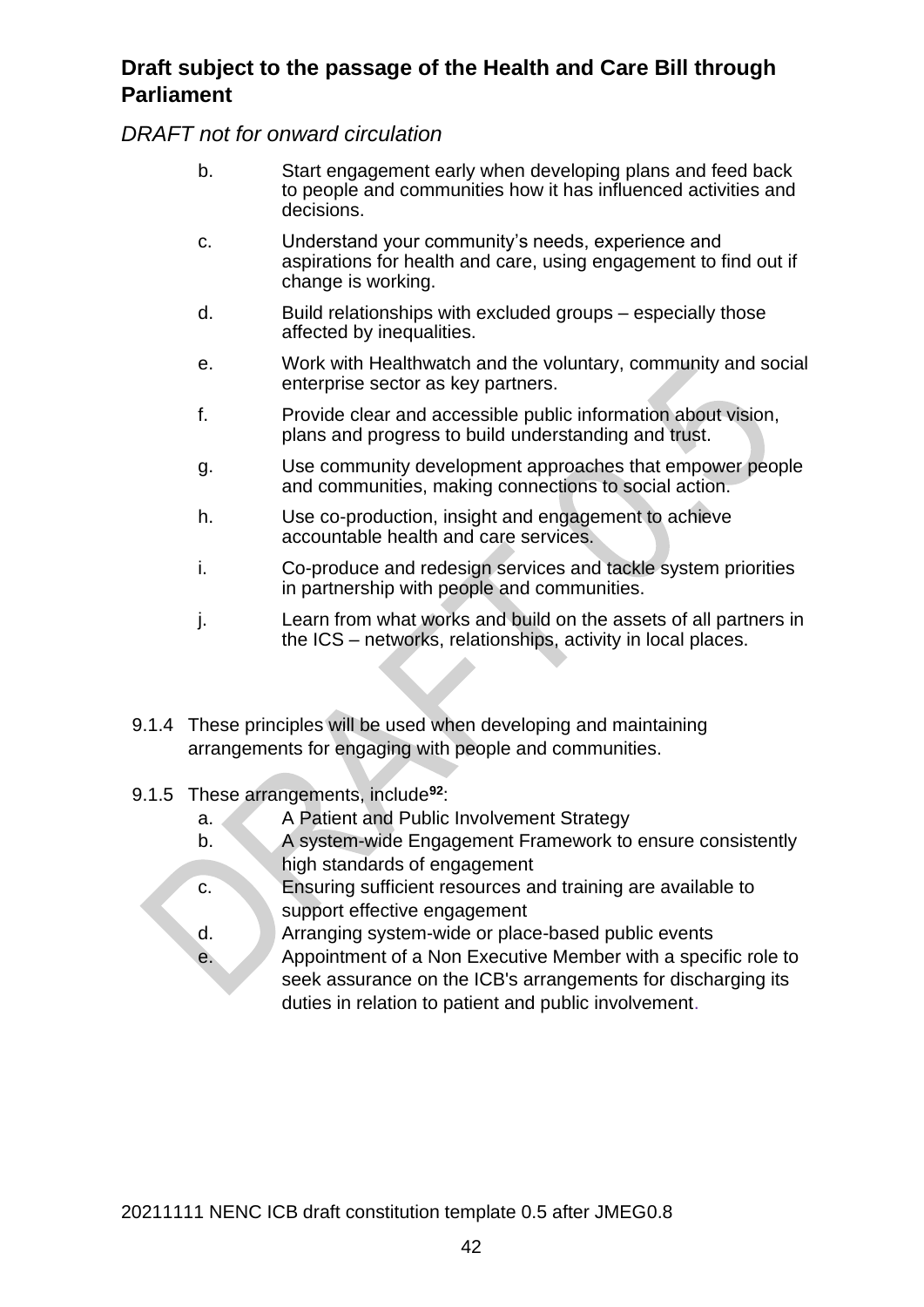b. Start engagement early when developing plans and feed back to people and communities how it has influenced activities and decisions.

c. Understand your community's needs, experience and aspirations for health and care, using engagement to find out if change is working.

d. Build relationships with excluded groups – especially those affected by inequalities.

e. Work with Healthwatch and the voluntary, community and social enterprise sector as key partners.

f. Provide clear and accessible public information about vision, plans and progress to build understanding and trust.

g. Use community development approaches that empower people and communities, making connections to social action.

h. Use co-production, insight and engagement to achieve accountable health and care services.

i. Co-produce and redesign services and tackle system priorities in partnership with people and communities.

j. Learn from what works and build on the assets of all partners in the ICS – networks, relationships, activity in local places.

9.1.4 These principles will be used when developing and maintaining arrangements for engaging with people and communities.

9.1.5 These arrangements, include[92]:

a. A Patient and Public Involvement Strategy
b. A system-wide Engagement Framework to ensure consistently high standards of engagement
c. Ensuring sufficient resources and training are available to support effective engagement
d. Arranging system-wide or place-based public events
e. Appointment of a Non Executive Member with a specific role to seek assurance on the ICB's arrangements for discharging its duties in relation to patient and public involvement.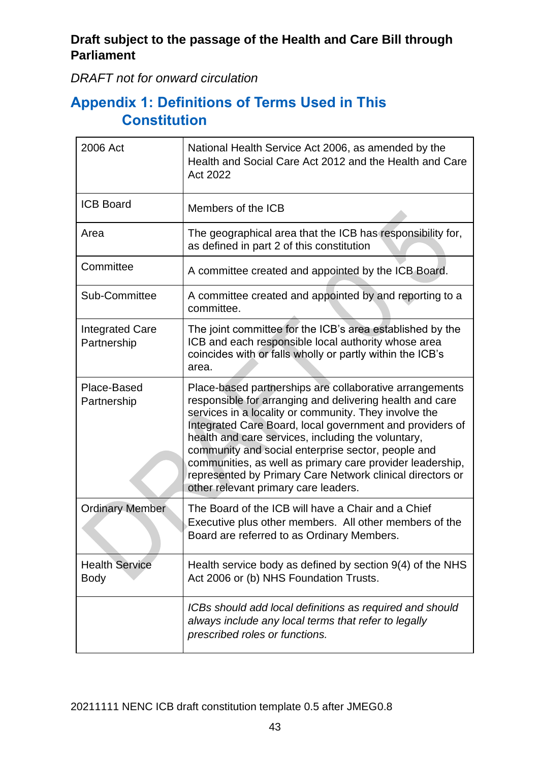**Draft subject to the passage of the Health and Care Bill through Parliament**

*DRAFT not for onward circulation*

## Appendix 1: Definitions of Terms Used in This Constitution

| Term | Definition |
|---|---|
| 2006 Act | National Health Service Act 2006, as amended by the Health and Social Care Act 2012 and the Health and Care Act 2022 |
| ICB Board | Members of the ICB |
| Area | The geographical area that the ICB has responsibility for, as defined in part 2 of this constitution |
| Committee | A committee created and appointed by the ICB Board. |
| Sub-Committee | A committee created and appointed by and reporting to a committee. |
| Integrated Care Partnership | The joint committee for the ICB's area established by the ICB and each responsible local authority whose area coincides with or falls wholly or partly within the ICB's area. |
| Place-Based Partnership | Place-based partnerships are collaborative arrangements responsible for arranging and delivering health and care services in a locality or community. They involve the Integrated Care Board, local government and providers of health and care services, including the voluntary, community and social enterprise sector, people and communities, as well as primary care provider leadership, represented by Primary Care Network clinical directors or other relevant primary care leaders. |
| Ordinary Member | The Board of the ICB will have a Chair and a Chief Executive plus other members. All other members of the Board are referred to as Ordinary Members. |
| Health Service Body | Health service body as defined by section 9(4) of the NHS Act 2006 or (b) NHS Foundation Trusts. |
| | *ICBs should add local definitions as required and should always include any local terms that refer to legally prescribed roles or functions.* |

20211111 NENC ICB draft constitution template 0.5 after JMEG0.8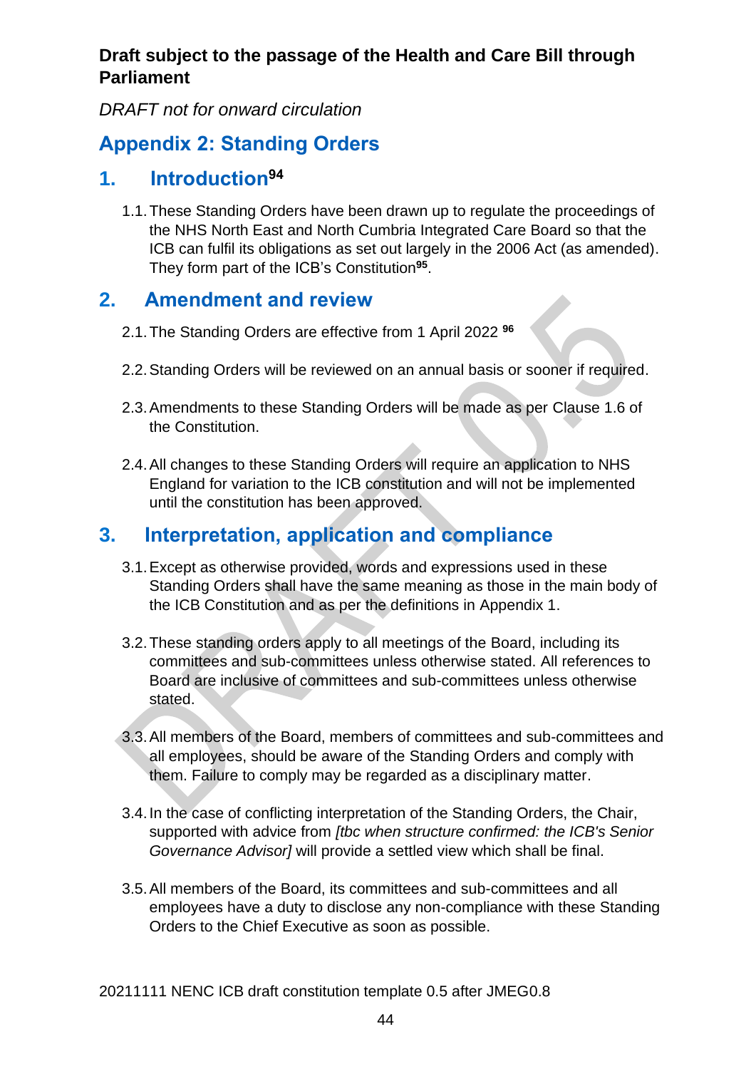**Draft subject to the passage of the Health and Care Bill through Parliament**

*DRAFT not for onward circulation*

# Appendix 2: Standing Orders

## 1. Introduction[94]

1.1. These Standing Orders have been drawn up to regulate the proceedings of the NHS North East and North Cumbria Integrated Care Board so that the ICB can fulfil its obligations as set out largely in the 2006 Act (as amended). They form part of the ICB's Constitution[95].

## 2. Amendment and review

2.1. The Standing Orders are effective from 1 April 2022 [96]

2.2. Standing Orders will be reviewed on an annual basis or sooner if required.

2.3. Amendments to these Standing Orders will be made as per Clause 1.6 of the Constitution.

2.4. All changes to these Standing Orders will require an application to NHS England for variation to the ICB constitution and will not be implemented until the constitution has been approved.

## 3. Interpretation, application and compliance

3.1. Except as otherwise provided, words and expressions used in these Standing Orders shall have the same meaning as those in the main body of the ICB Constitution and as per the definitions in Appendix 1.

3.2. These standing orders apply to all meetings of the Board, including its committees and sub-committees unless otherwise stated. All references to Board are inclusive of committees and sub-committees unless otherwise stated.

3.3. All members of the Board, members of committees and sub-committees and all employees, should be aware of the Standing Orders and comply with them. Failure to comply may be regarded as a disciplinary matter.

3.4. In the case of conflicting interpretation of the Standing Orders, the Chair, supported with advice from *[tbc when structure confirmed: the ICB's Senior Governance Advisor]* will provide a settled view which shall be final.

3.5. All members of the Board, its committees and sub-committees and all employees have a duty to disclose any non-compliance with these Standing Orders to the Chief Executive as soon as possible.

20211111 NENC ICB draft constitution template 0.5 after JMEG0.8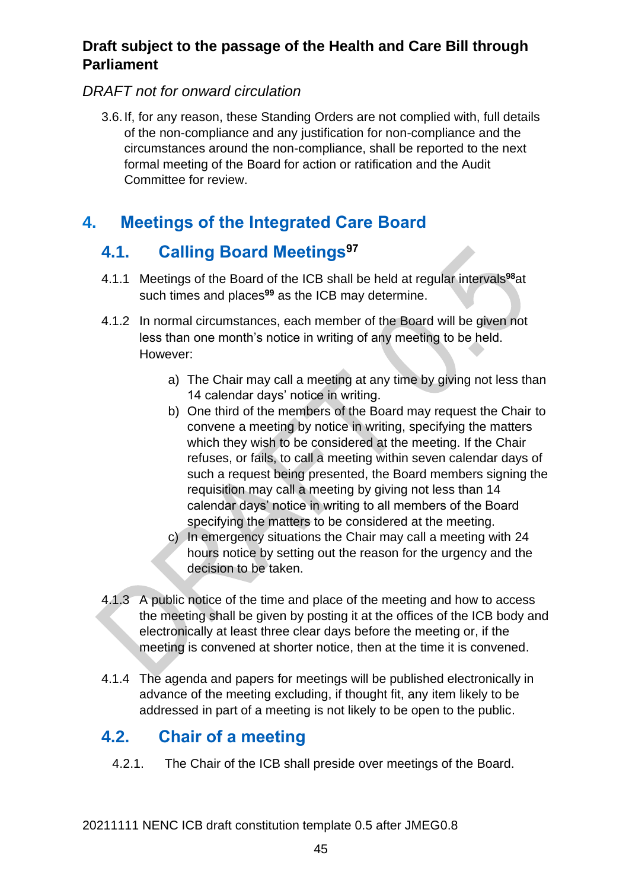**Draft subject to the passage of the Health and Care Bill through Parliament**

*DRAFT not for onward circulation*

3.6. If, for any reason, these Standing Orders are not complied with, full details of the non-compliance and any justification for non-compliance and the circumstances around the non-compliance, shall be reported to the next formal meeting of the Board for action or ratification and the Audit Committee for review.

## 4. Meetings of the Integrated Care Board

### 4.1. Calling Board Meetings[97]

4.1.1 Meetings of the Board of the ICB shall be held at regular intervals[98] at such times and places[99] as the ICB may determine.

4.1.2 In normal circumstances, each member of the Board will be given not less than one month's notice in writing of any meeting to be held. However:

a) The Chair may call a meeting at any time by giving not less than 14 calendar days' notice in writing.

b) One third of the members of the Board may request the Chair to convene a meeting by notice in writing, specifying the matters which they wish to be considered at the meeting. If the Chair refuses, or fails, to call a meeting within seven calendar days of such a request being presented, the Board members signing the requisition may call a meeting by giving not less than 14 calendar days' notice in writing to all members of the Board specifying the matters to be considered at the meeting.

c) In emergency situations the Chair may call a meeting with 24 hours notice by setting out the reason for the urgency and the decision to be taken.

4.1.3 A public notice of the time and place of the meeting and how to access the meeting shall be given by posting it at the offices of the ICB body and electronically at least three clear days before the meeting or, if the meeting is convened at shorter notice, then at the time it is convened.

4.1.4 The agenda and papers for meetings will be published electronically in advance of the meeting excluding, if thought fit, any item likely to be addressed in part of a meeting is not likely to be open to the public.

### 4.2. Chair of a meeting

4.2.1. The Chair of the ICB shall preside over meetings of the Board.

20211111 NENC ICB draft constitution template 0.5 after JMEG0.8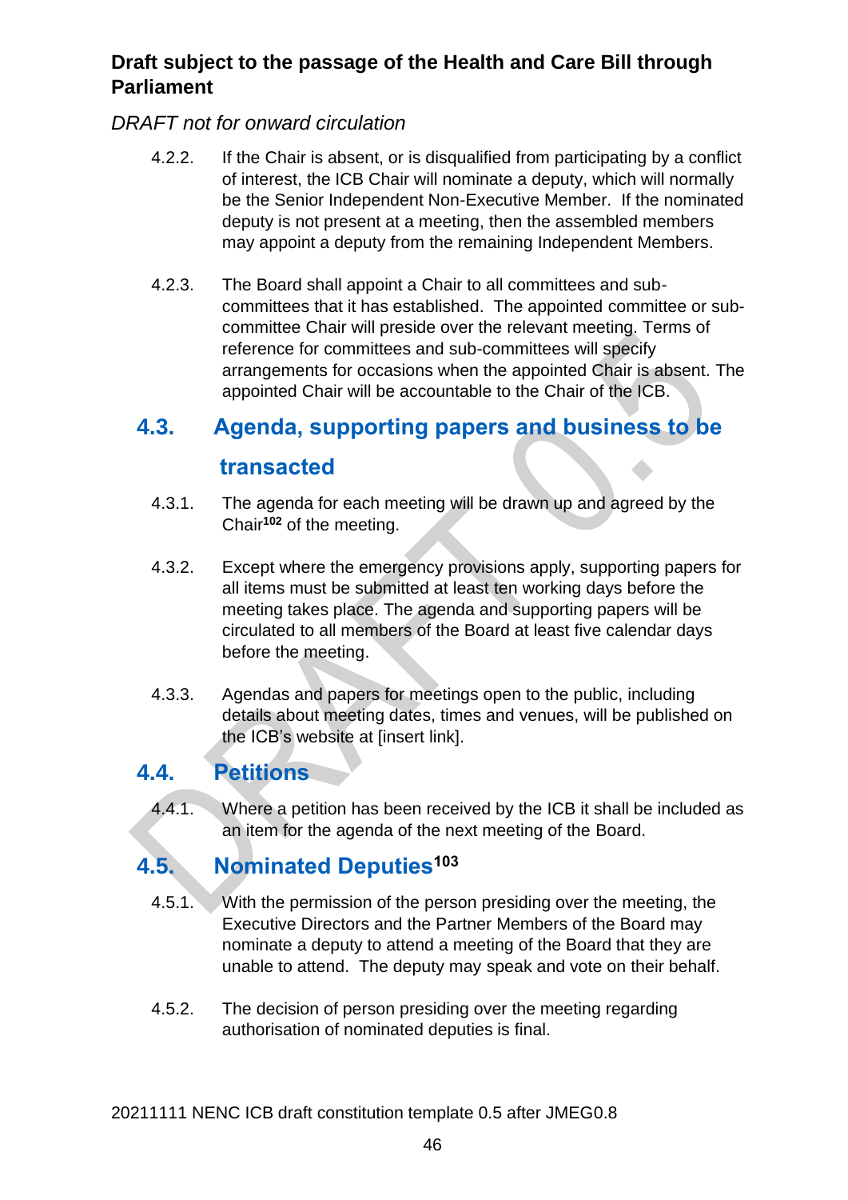**Draft subject to the passage of the Health and Care Bill through Parliament**

*DRAFT not for onward circulation*

4.2.2. If the Chair is absent, or is disqualified from participating by a conflict of interest, the ICB Chair will nominate a deputy, which will normally be the Senior Independent Non-Executive Member. If the nominated deputy is not present at a meeting, then the assembled members may appoint a deputy from the remaining Independent Members.

4.2.3. The Board shall appoint a Chair to all committees and sub-committees that it has established. The appointed committee or sub-committee Chair will preside over the relevant meeting. Terms of reference for committees and sub-committees will specify arrangements for occasions when the appointed Chair is absent. The appointed Chair will be accountable to the Chair of the ICB.

## 4.3. Agenda, supporting papers and business to be transacted

4.3.1. The agenda for each meeting will be drawn up and agreed by the Chair[102] of the meeting.

4.3.2. Except where the emergency provisions apply, supporting papers for all items must be submitted at least ten working days before the meeting takes place. The agenda and supporting papers will be circulated to all members of the Board at least five calendar days before the meeting.

4.3.3. Agendas and papers for meetings open to the public, including details about meeting dates, times and venues, will be published on the ICB's website at [insert link].

## 4.4. Petitions

4.4.1. Where a petition has been received by the ICB it shall be included as an item for the agenda of the next meeting of the Board.

## 4.5. Nominated Deputies[103]

4.5.1. With the permission of the person presiding over the meeting, the Executive Directors and the Partner Members of the Board may nominate a deputy to attend a meeting of the Board that they are unable to attend. The deputy may speak and vote on their behalf.

4.5.2. The decision of person presiding over the meeting regarding authorisation of nominated deputies is final.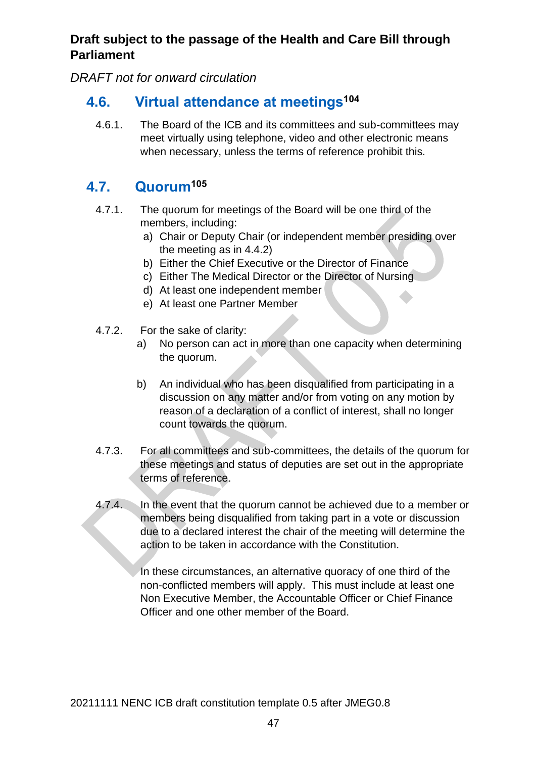**Draft subject to the passage of the Health and Care Bill through Parliament**

*DRAFT not for onward circulation*

## 4.6. Virtual attendance at meetings[104]

4.6.1. The Board of the ICB and its committees and sub-committees may meet virtually using telephone, video and other electronic means when necessary, unless the terms of reference prohibit this.

## 4.7. Quorum[105]

4.7.1. The quorum for meetings of the Board will be one third of the members, including:

a) Chair or Deputy Chair (or independent member presiding over the meeting as in 4.4.2)
b) Either the Chief Executive or the Director of Finance
c) Either The Medical Director or the Director of Nursing
d) At least one independent member
e) At least one Partner Member

4.7.2. For the sake of clarity:

a) No person can act in more than one capacity when determining the quorum.

b) An individual who has been disqualified from participating in a discussion on any matter and/or from voting on any motion by reason of a declaration of a conflict of interest, shall no longer count towards the quorum.

4.7.3. For all committees and sub-committees, the details of the quorum for these meetings and status of deputies are set out in the appropriate terms of reference.

4.7.4. In the event that the quorum cannot be achieved due to a member or members being disqualified from taking part in a vote or discussion due to a declared interest the chair of the meeting will determine the action to be taken in accordance with the Constitution.

In these circumstances, an alternative quoracy of one third of the non-conflicted members will apply. This must include at least one Non Executive Member, the Accountable Officer or Chief Finance Officer and one other member of the Board.

20211111 NENC ICB draft constitution template 0.5 after JMEG0.8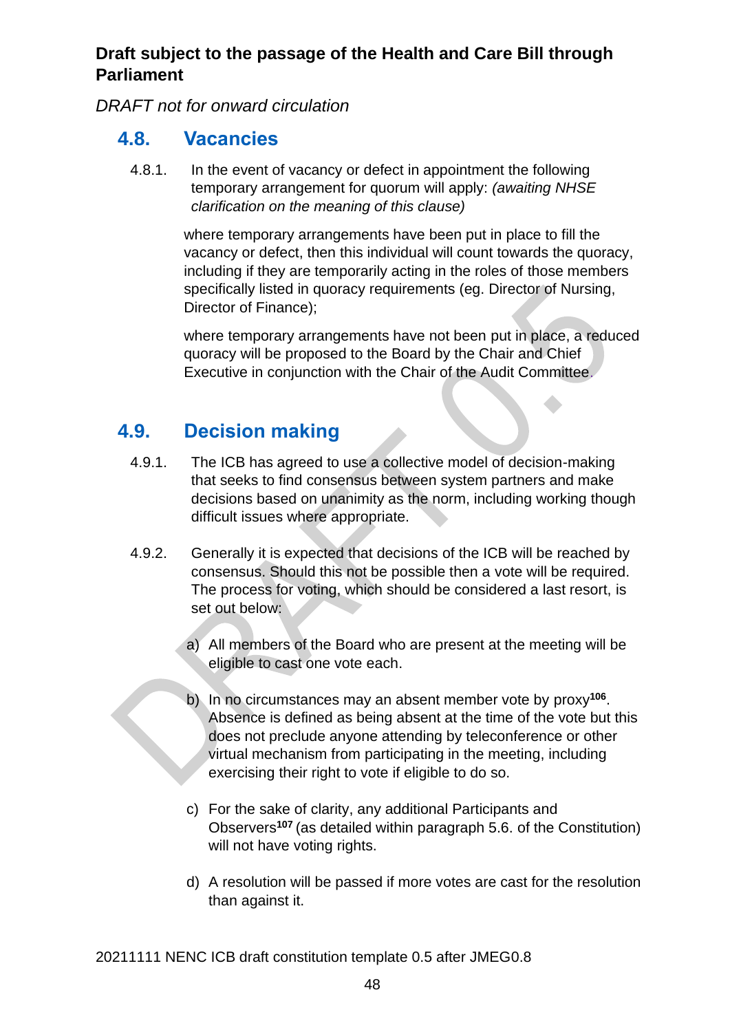**Draft subject to the passage of the Health and Care Bill through Parliament**

*DRAFT not for onward circulation*

## 4.8. Vacancies

4.8.1. In the event of vacancy or defect in appointment the following temporary arrangement for quorum will apply: *(awaiting NHSE clarification on the meaning of this clause)*

where temporary arrangements have been put in place to fill the vacancy or defect, then this individual will count towards the quoracy, including if they are temporarily acting in the roles of those members specifically listed in quoracy requirements (eg. Director of Nursing, Director of Finance);

where temporary arrangements have not been put in place, a reduced quoracy will be proposed to the Board by the Chair and Chief Executive in conjunction with the Chair of the Audit Committee.

## 4.9. Decision making

4.9.1. The ICB has agreed to use a collective model of decision-making that seeks to find consensus between system partners and make decisions based on unanimity as the norm, including working though difficult issues where appropriate.

4.9.2. Generally it is expected that decisions of the ICB will be reached by consensus. Should this not be possible then a vote will be required. The process for voting, which should be considered a last resort, is set out below:

a) All members of the Board who are present at the meeting will be eligible to cast one vote each.

b) In no circumstances may an absent member vote by proxy[106]. Absence is defined as being absent at the time of the vote but this does not preclude anyone attending by teleconference or other virtual mechanism from participating in the meeting, including exercising their right to vote if eligible to do so.

c) For the sake of clarity, any additional Participants and Observers[107] (as detailed within paragraph 5.6. of the Constitution) will not have voting rights.

d) A resolution will be passed if more votes are cast for the resolution than against it.

20211111 NENC ICB draft constitution template 0.5 after JMEG0.8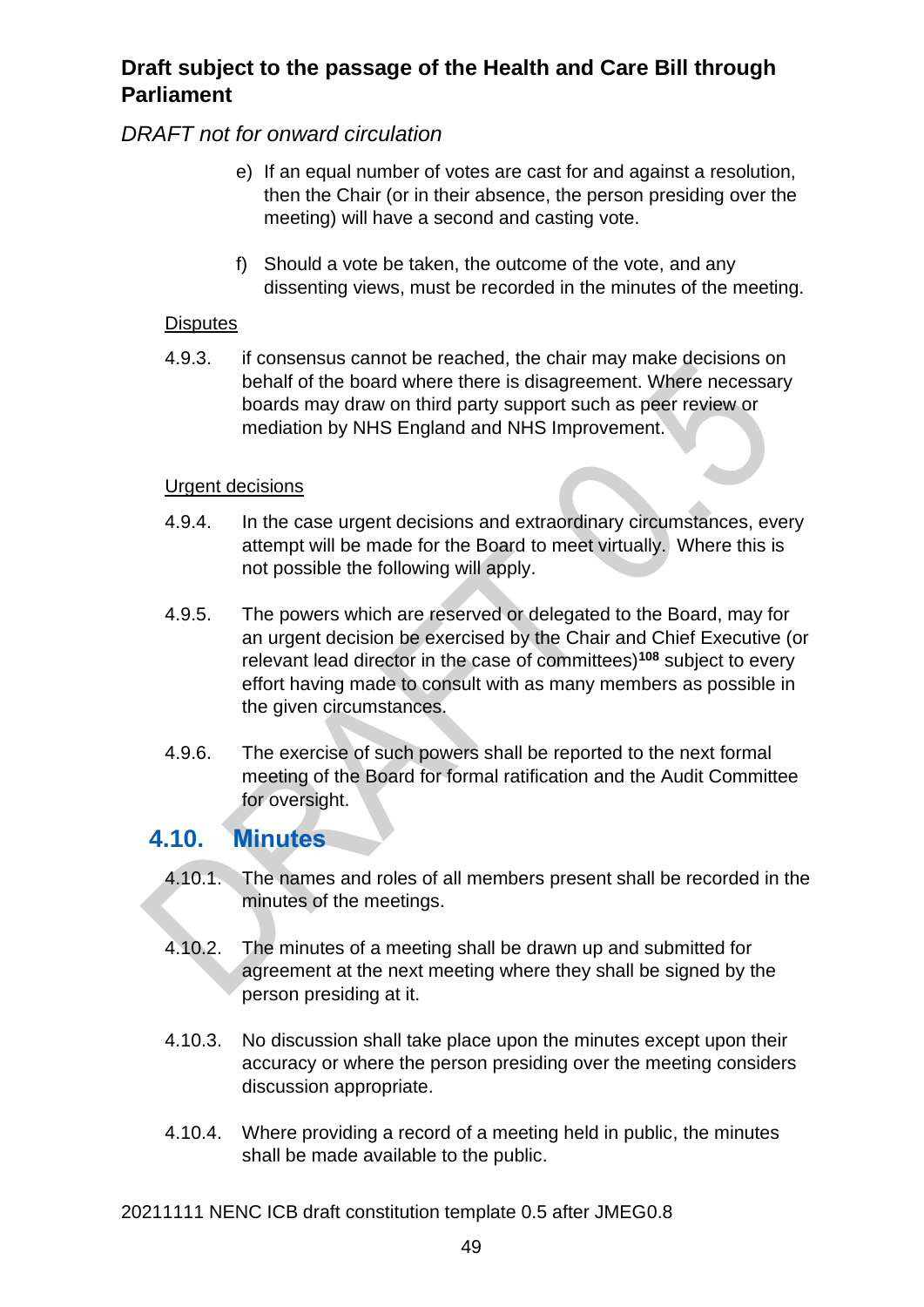e) If an equal number of votes are cast for and against a resolution, then the Chair (or in their absence, the person presiding over the meeting) will have a second and casting vote.

f) Should a vote be taken, the outcome of the vote, and any dissenting views, must be recorded in the minutes of the meeting.

Disputes

4.9.3. if consensus cannot be reached, the chair may make decisions on behalf of the board where there is disagreement. Where necessary boards may draw on third party support such as peer review or mediation by NHS England and NHS Improvement.

Urgent decisions

4.9.4. In the case urgent decisions and extraordinary circumstances, every attempt will be made for the Board to meet virtually. Where this is not possible the following will apply.

4.9.5. The powers which are reserved or delegated to the Board, may for an urgent decision be exercised by the Chair and Chief Executive (or relevant lead director in the case of committees)[108] subject to every effort having made to consult with as many members as possible in the given circumstances.

4.9.6. The exercise of such powers shall be reported to the next formal meeting of the Board for formal ratification and the Audit Committee for oversight.

## 4.10. Minutes

4.10.1. The names and roles of all members present shall be recorded in the minutes of the meetings.

4.10.2. The minutes of a meeting shall be drawn up and submitted for agreement at the next meeting where they shall be signed by the person presiding at it.

4.10.3. No discussion shall take place upon the minutes except upon their accuracy or where the person presiding over the meeting considers discussion appropriate.

4.10.4. Where providing a record of a meeting held in public, the minutes shall be made available to the public.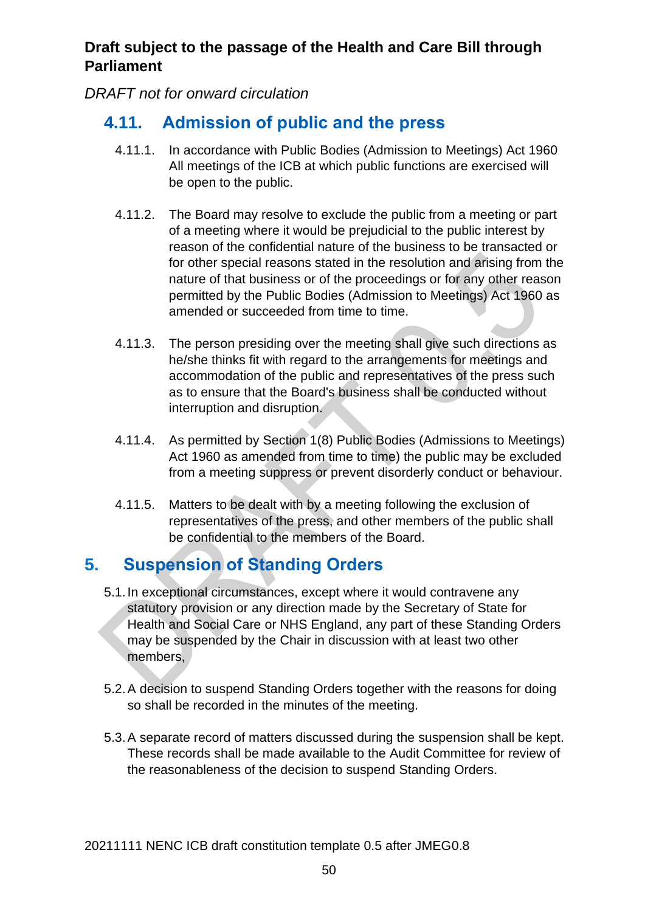**Draft subject to the passage of the Health and Care Bill through Parliament**

*DRAFT not for onward circulation*

## 4.11. Admission of public and the press

4.11.1. In accordance with Public Bodies (Admission to Meetings) Act 1960 All meetings of the ICB at which public functions are exercised will be open to the public.

4.11.2. The Board may resolve to exclude the public from a meeting or part of a meeting where it would be prejudicial to the public interest by reason of the confidential nature of the business to be transacted or for other special reasons stated in the resolution and arising from the nature of that business or of the proceedings or for any other reason permitted by the Public Bodies (Admission to Meetings) Act 1960 as amended or succeeded from time to time.

4.11.3. The person presiding over the meeting shall give such directions as he/she thinks fit with regard to the arrangements for meetings and accommodation of the public and representatives of the press such as to ensure that the Board's business shall be conducted without interruption and disruption.

4.11.4. As permitted by Section 1(8) Public Bodies (Admissions to Meetings) Act 1960 as amended from time to time) the public may be excluded from a meeting suppress or prevent disorderly conduct or behaviour.

4.11.5. Matters to be dealt with by a meeting following the exclusion of representatives of the press, and other members of the public shall be confidential to the members of the Board.

# 5. Suspension of Standing Orders

5.1. In exceptional circumstances, except where it would contravene any statutory provision or any direction made by the Secretary of State for Health and Social Care or NHS England, any part of these Standing Orders may be suspended by the Chair in discussion with at least two other members,

5.2. A decision to suspend Standing Orders together with the reasons for doing so shall be recorded in the minutes of the meeting.

5.3. A separate record of matters discussed during the suspension shall be kept. These records shall be made available to the Audit Committee for review of the reasonableness of the decision to suspend Standing Orders.

20211111 NENC ICB draft constitution template 0.5 after JMEG0.8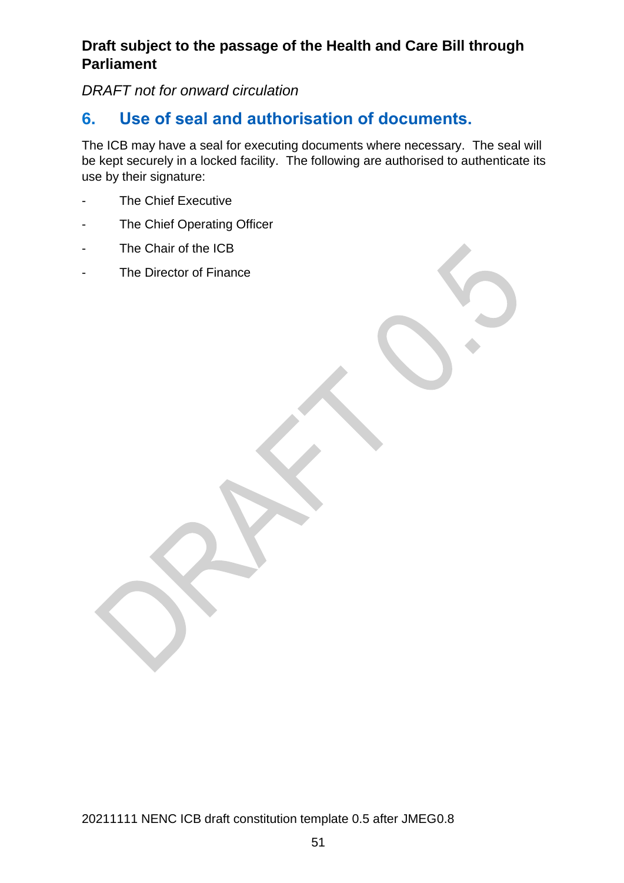**Draft subject to the passage of the Health and Care Bill through Parliament**

*DRAFT not for onward circulation*

## 6. Use of seal and authorisation of documents.

The ICB may have a seal for executing documents where necessary. The seal will be kept securely in a locked facility. The following are authorised to authenticate its use by their signature:

- The Chief Executive
- The Chief Operating Officer
- The Chair of the ICB
- The Director of Finance